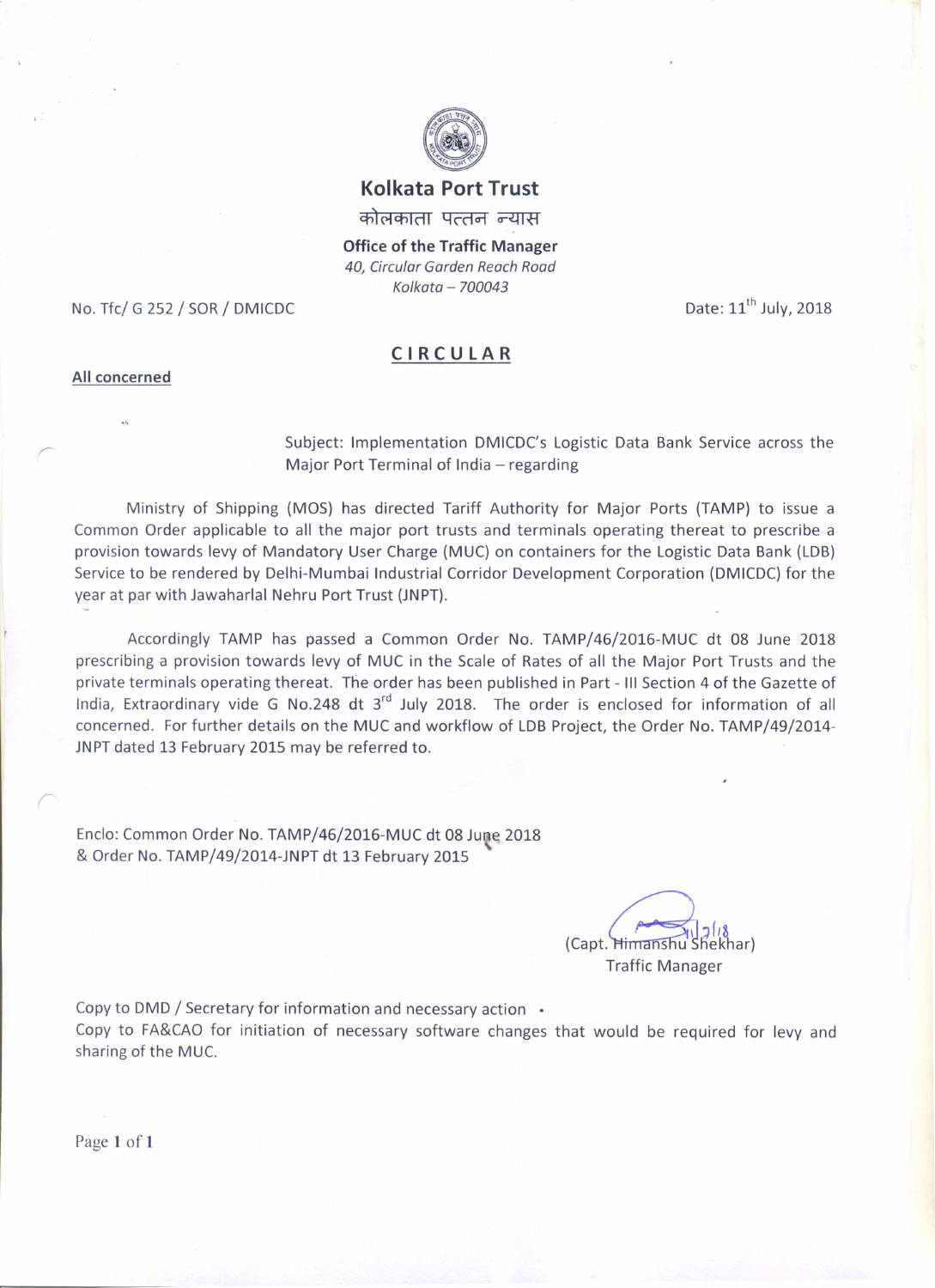# Kolkata Port Trust

कोलकाता पत्तन न्यास

**Office of the Traffic Manager**

*40, Circular Garden Reach Road*

*Kolkata – 700043*

No. Tfc/ G 252 / SOR / DMICDC

Date: 11th July, 2018

## CIRCULAR

**All concerned**

Subject: Implementation DMICDC's Logistic Data Bank Service across the Major Port Terminal of India – regarding

Ministry of Shipping (MOS) has directed Tariff Authority for Major Ports (TAMP) to issue a Common Order applicable to all the major port trusts and terminals operating thereat to prescribe a provision towards levy of Mandatory User Charge (MUC) on containers for the Logistic Data Bank (LDB) Service to be rendered by Delhi-Mumbai Industrial Corridor Development Corporation (DMICDC) for the year at par with Jawaharlal Nehru Port Trust (JNPT).

Accordingly TAMP has passed a Common Order No. TAMP/46/2016-MUC dt 08 June 2018 prescribing a provision towards levy of MUC in the Scale of Rates of all the Major Port Trusts and the private terminals operating thereat. The order has been published in Part - III Section 4 of the Gazette of India, Extraordinary vide G No.248 dt 3rd July 2018. The order is enclosed for information of all concerned. For further details on the MUC and workflow of LDB Project, the Order No. TAMP/49/2014-JNPT dated 13 February 2015 may be referred to.

Enclo: Common Order No. TAMP/46/2016-MUC dt 08 June 2018
& Order No. TAMP/49/2014-JNPT dt 13 February 2015

11/7/18

(Capt. Himanshu Shekhar)
Traffic Manager

Copy to DMD / Secretary for information and necessary action

Copy to FA&CAO for initiation of necessary software changes that would be required for levy and sharing of the MUC.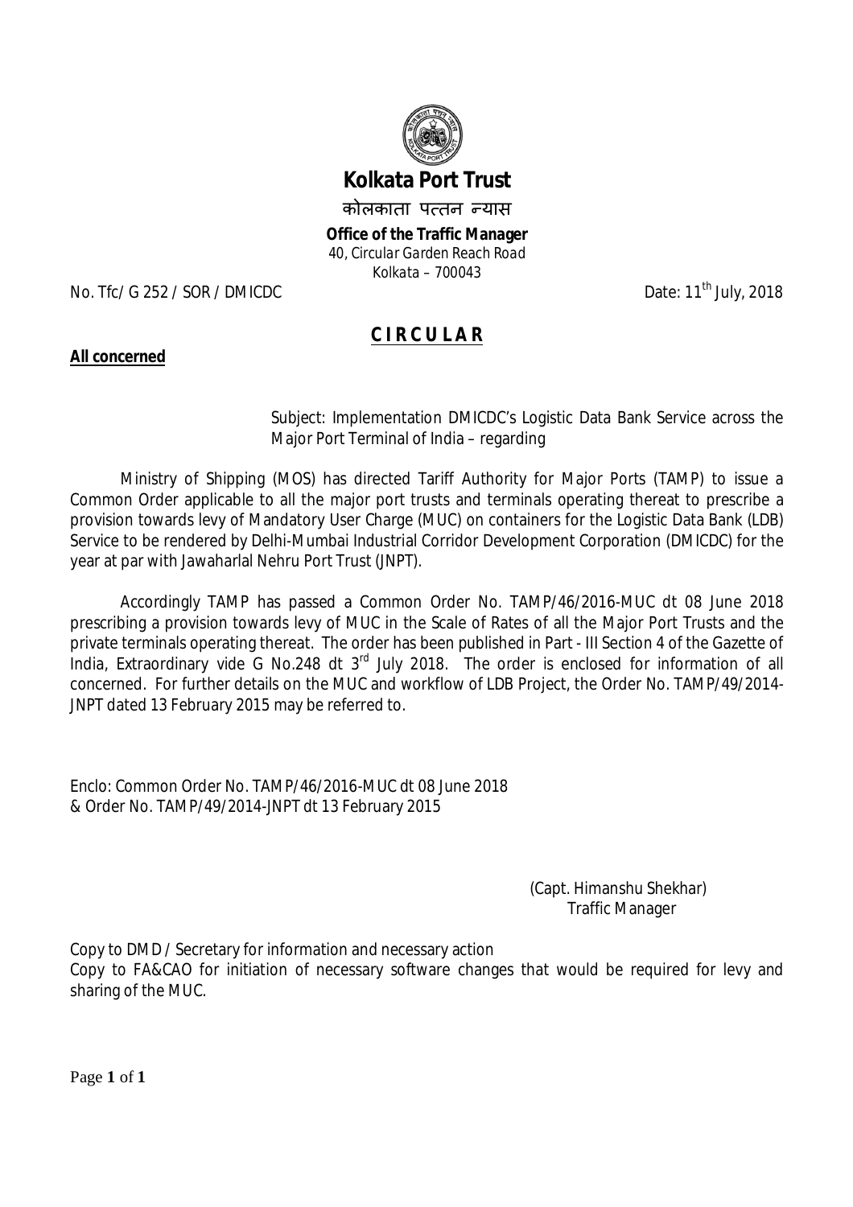# Kolkata Port Trust

कोलकाता पत्तन न्यास

**Office of the Traffic Manager**

*40, Circular Garden Reach Road*

*Kolkata – 700043*

No. Tfc/ G 252 / SOR / DMICDC

Date: 11th July, 2018

## **C I R C U L A R**

**All concerned**

Subject: Implementation DMICDC's Logistic Data Bank Service across the Major Port Terminal of India – regarding

Ministry of Shipping (MOS) has directed Tariff Authority for Major Ports (TAMP) to issue a Common Order applicable to all the major port trusts and terminals operating thereat to prescribe a provision towards levy of Mandatory User Charge (MUC) on containers for the Logistic Data Bank (LDB) Service to be rendered by Delhi-Mumbai Industrial Corridor Development Corporation (DMICDC) for the year at par with Jawaharlal Nehru Port Trust (JNPT).

Accordingly TAMP has passed a Common Order No. TAMP/46/2016-MUC dt 08 June 2018 prescribing a provision towards levy of MUC in the Scale of Rates of all the Major Port Trusts and the private terminals operating thereat. The order has been published in Part - III Section 4 of the Gazette of India, Extraordinary vide G No.248 dt 3rd July 2018. The order is enclosed for information of all concerned. For further details on the MUC and workflow of LDB Project, the Order No. TAMP/49/2014-JNPT dated 13 February 2015 may be referred to.

Enclo: Common Order No. TAMP/46/2016-MUC dt 08 June 2018
& Order No. TAMP/49/2014-JNPT dt 13 February 2015

(Capt. Himanshu Shekhar)
Traffic Manager

Copy to DMD / Secretary for information and necessary action

Copy to FA&CAO for initiation of necessary software changes that would be required for levy and sharing of the MUC.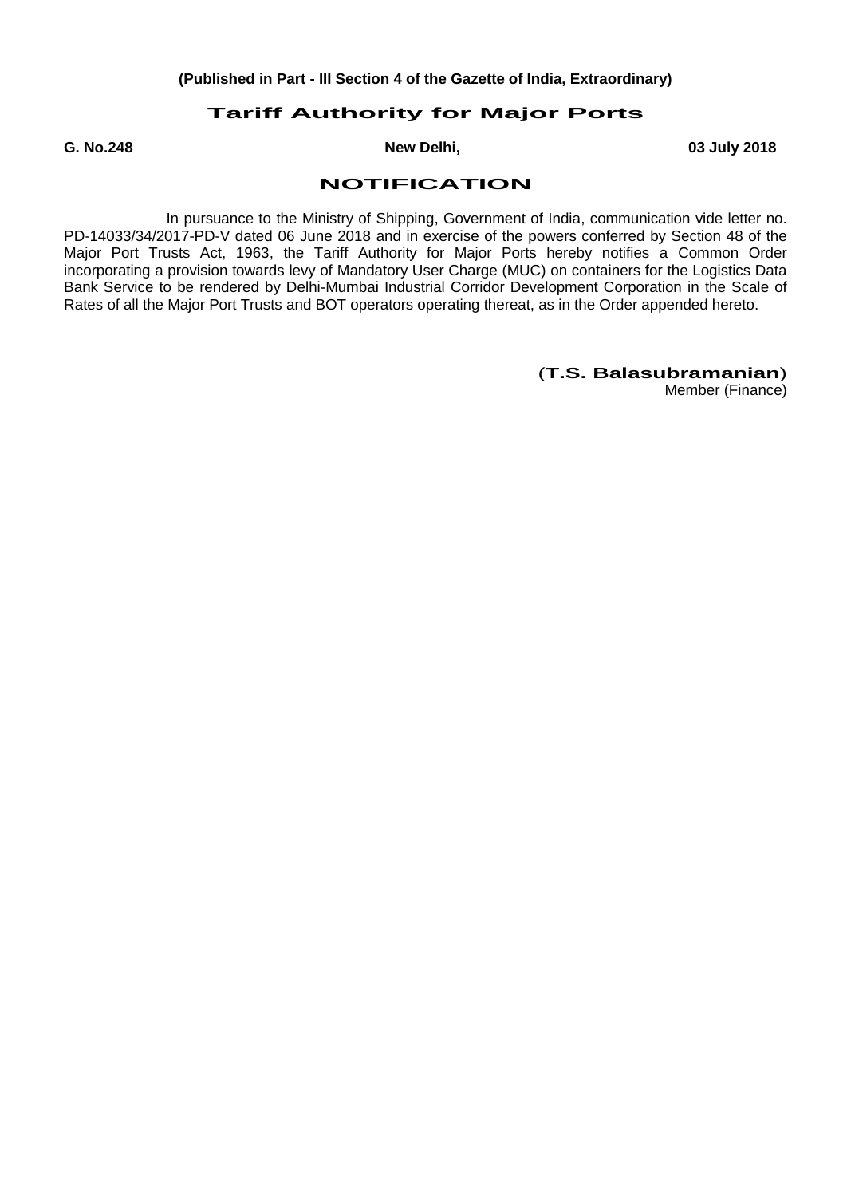**(Published in Part - III Section 4 of the Gazette of India, Extraordinary)**

# Tariff Authority for Major Ports

**G. No.248** **New Delhi,** **03 July 2018**

## NOTIFICATION

In pursuance to the Ministry of Shipping, Government of India, communication vide letter no. PD-14033/34/2017-PD-V dated 06 June 2018 and in exercise of the powers conferred by Section 48 of the Major Port Trusts Act, 1963, the Tariff Authority for Major Ports hereby notifies a Common Order incorporating a provision towards levy of Mandatory User Charge (MUC) on containers for the Logistics Data Bank Service to be rendered by Delhi-Mumbai Industrial Corridor Development Corporation in the Scale of Rates of all the Major Port Trusts and BOT operators operating thereat, as in the Order appended hereto.

(**T.S. Balasubramanian**)
Member (Finance)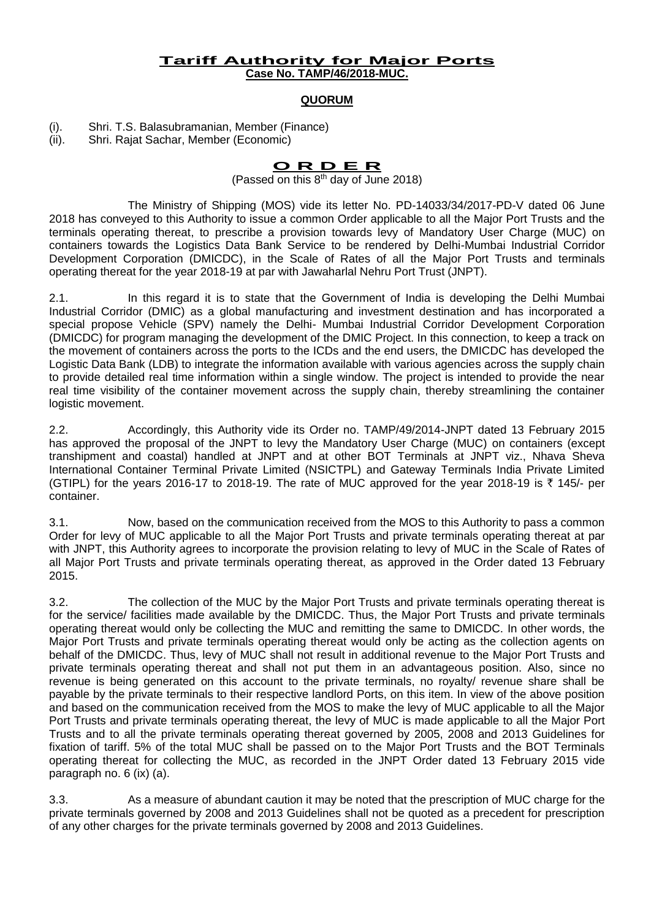# Tariff Authority for Major Ports

**Case No. TAMP/46/2018-MUC.**

**QUORUM**

(i). Shri. T.S. Balasubramanian, Member (Finance)
(ii). Shri. Rajat Sachar, Member (Economic)

## O R D E R

(Passed on this 8th day of June 2018)

The Ministry of Shipping (MOS) vide its letter No. PD-14033/34/2017-PD-V dated 06 June 2018 has conveyed to this Authority to issue a common Order applicable to all the Major Port Trusts and the terminals operating thereat, to prescribe a provision towards levy of Mandatory User Charge (MUC) on containers towards the Logistics Data Bank Service to be rendered by Delhi-Mumbai Industrial Corridor Development Corporation (DMICDC), in the Scale of Rates of all the Major Port Trusts and terminals operating thereat for the year 2018-19 at par with Jawaharlal Nehru Port Trust (JNPT).

2.1. In this regard it is to state that the Government of India is developing the Delhi Mumbai Industrial Corridor (DMIC) as a global manufacturing and investment destination and has incorporated a special propose Vehicle (SPV) namely the Delhi- Mumbai Industrial Corridor Development Corporation (DMICDC) for program managing the development of the DMIC Project. In this connection, to keep a track on the movement of containers across the ports to the ICDs and the end users, the DMICDC has developed the Logistic Data Bank (LDB) to integrate the information available with various agencies across the supply chain to provide detailed real time information within a single window. The project is intended to provide the near real time visibility of the container movement across the supply chain, thereby streamlining the container logistic movement.

2.2. Accordingly, this Authority vide its Order no. TAMP/49/2014-JNPT dated 13 February 2015 has approved the proposal of the JNPT to levy the Mandatory User Charge (MUC) on containers (except transhipment and coastal) handled at JNPT and at other BOT Terminals at JNPT viz., Nhava Sheva International Container Terminal Private Limited (NSICTPL) and Gateway Terminals India Private Limited (GTIPL) for the years 2016-17 to 2018-19. The rate of MUC approved for the year 2018-19 is ₹ 145/- per container.

3.1. Now, based on the communication received from the MOS to this Authority to pass a common Order for levy of MUC applicable to all the Major Port Trusts and private terminals operating thereat at par with JNPT, this Authority agrees to incorporate the provision relating to levy of MUC in the Scale of Rates of all Major Port Trusts and private terminals operating thereat, as approved in the Order dated 13 February 2015.

3.2. The collection of the MUC by the Major Port Trusts and private terminals operating thereat is for the service/ facilities made available by the DMICDC. Thus, the Major Port Trusts and private terminals operating thereat would only be collecting the MUC and remitting the same to DMICDC. In other words, the Major Port Trusts and private terminals operating thereat would only be acting as the collection agents on behalf of the DMICDC. Thus, levy of MUC shall not result in additional revenue to the Major Port Trusts and private terminals operating thereat and shall not put them in an advantageous position. Also, since no revenue is being generated on this account to the private terminals, no royalty/ revenue share shall be payable by the private terminals to their respective landlord Ports, on this item. In view of the above position and based on the communication received from the MOS to make the levy of MUC applicable to all the Major Port Trusts and private terminals operating thereat, the levy of MUC is made applicable to all the Major Port Trusts and to all the private terminals operating thereat governed by 2005, 2008 and 2013 Guidelines for fixation of tariff. 5% of the total MUC shall be passed on to the Major Port Trusts and the BOT Terminals operating thereat for collecting the MUC, as recorded in the JNPT Order dated 13 February 2015 vide paragraph no. 6 (ix) (a).

3.3. As a measure of abundant caution it may be noted that the prescription of MUC charge for the private terminals governed by 2008 and 2013 Guidelines shall not be quoted as a precedent for prescription of any other charges for the private terminals governed by 2008 and 2013 Guidelines.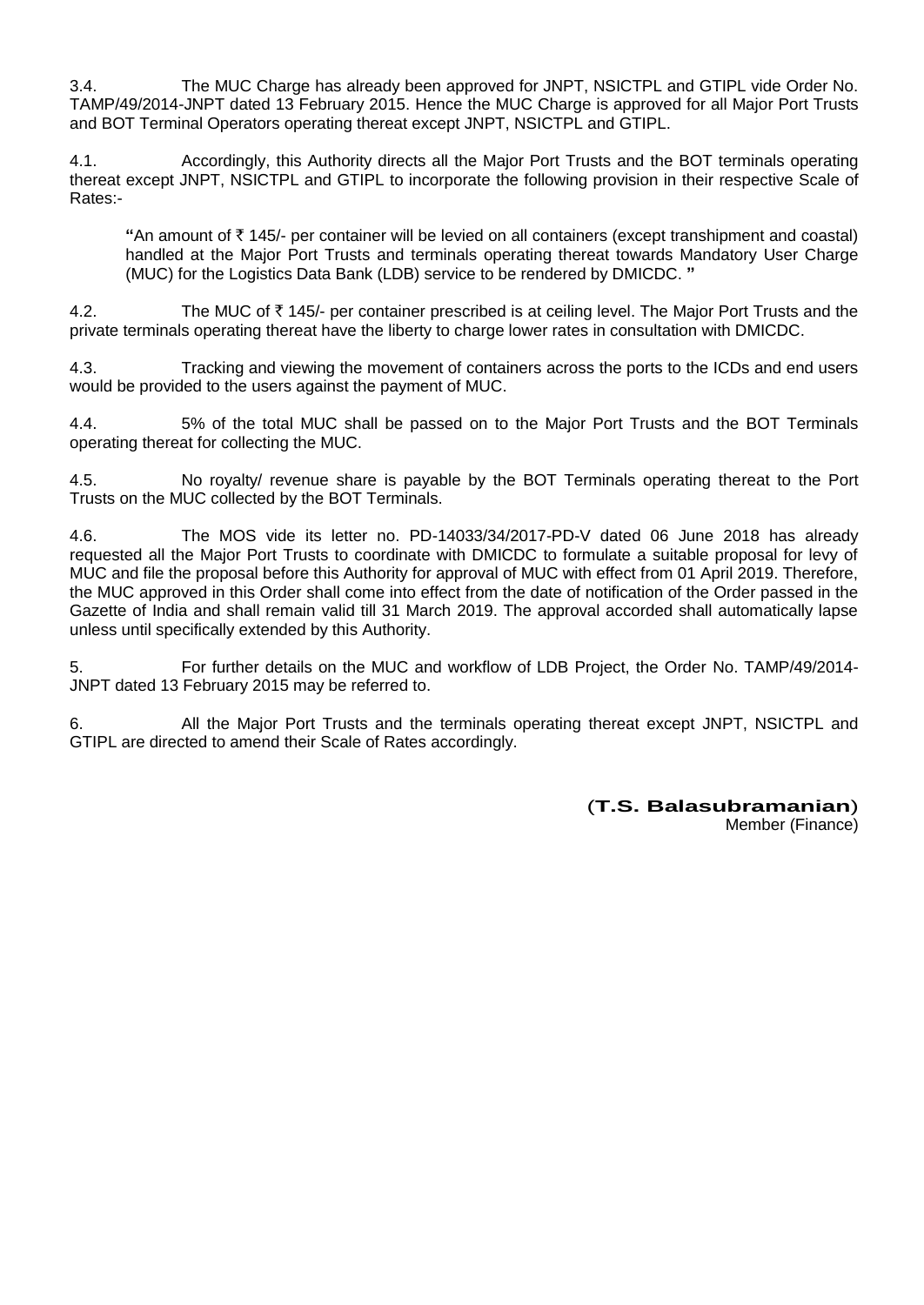3.4. The MUC Charge has already been approved for JNPT, NSICTPL and GTIPL vide Order No. TAMP/49/2014-JNPT dated 13 February 2015. Hence the MUC Charge is approved for all Major Port Trusts and BOT Terminal Operators operating thereat except JNPT, NSICTPL and GTIPL.

4.1. Accordingly, this Authority directs all the Major Port Trusts and the BOT terminals operating thereat except JNPT, NSICTPL and GTIPL to incorporate the following provision in their respective Scale of Rates:-

> **"**An amount of ₹ 145/- per container will be levied on all containers (except transhipment and coastal) handled at the Major Port Trusts and terminals operating thereat towards Mandatory User Charge (MUC) for the Logistics Data Bank (LDB) service to be rendered by DMICDC. **"**

4.2. The MUC of ₹ 145/- per container prescribed is at ceiling level. The Major Port Trusts and the private terminals operating thereat have the liberty to charge lower rates in consultation with DMICDC.

4.3. Tracking and viewing the movement of containers across the ports to the ICDs and end users would be provided to the users against the payment of MUC.

4.4. 5% of the total MUC shall be passed on to the Major Port Trusts and the BOT Terminals operating thereat for collecting the MUC.

4.5. No royalty/ revenue share is payable by the BOT Terminals operating thereat to the Port Trusts on the MUC collected by the BOT Terminals.

4.6. The MOS vide its letter no. PD-14033/34/2017-PD-V dated 06 June 2018 has already requested all the Major Port Trusts to coordinate with DMICDC to formulate a suitable proposal for levy of MUC and file the proposal before this Authority for approval of MUC with effect from 01 April 2019. Therefore, the MUC approved in this Order shall come into effect from the date of notification of the Order passed in the Gazette of India and shall remain valid till 31 March 2019. The approval accorded shall automatically lapse unless until specifically extended by this Authority.

5. For further details on the MUC and workflow of LDB Project, the Order No. TAMP/49/2014-JNPT dated 13 February 2015 may be referred to.

6. All the Major Port Trusts and the terminals operating thereat except JNPT, NSICTPL and GTIPL are directed to amend their Scale of Rates accordingly.

(**T.S. Balasubramanian**)
Member (Finance)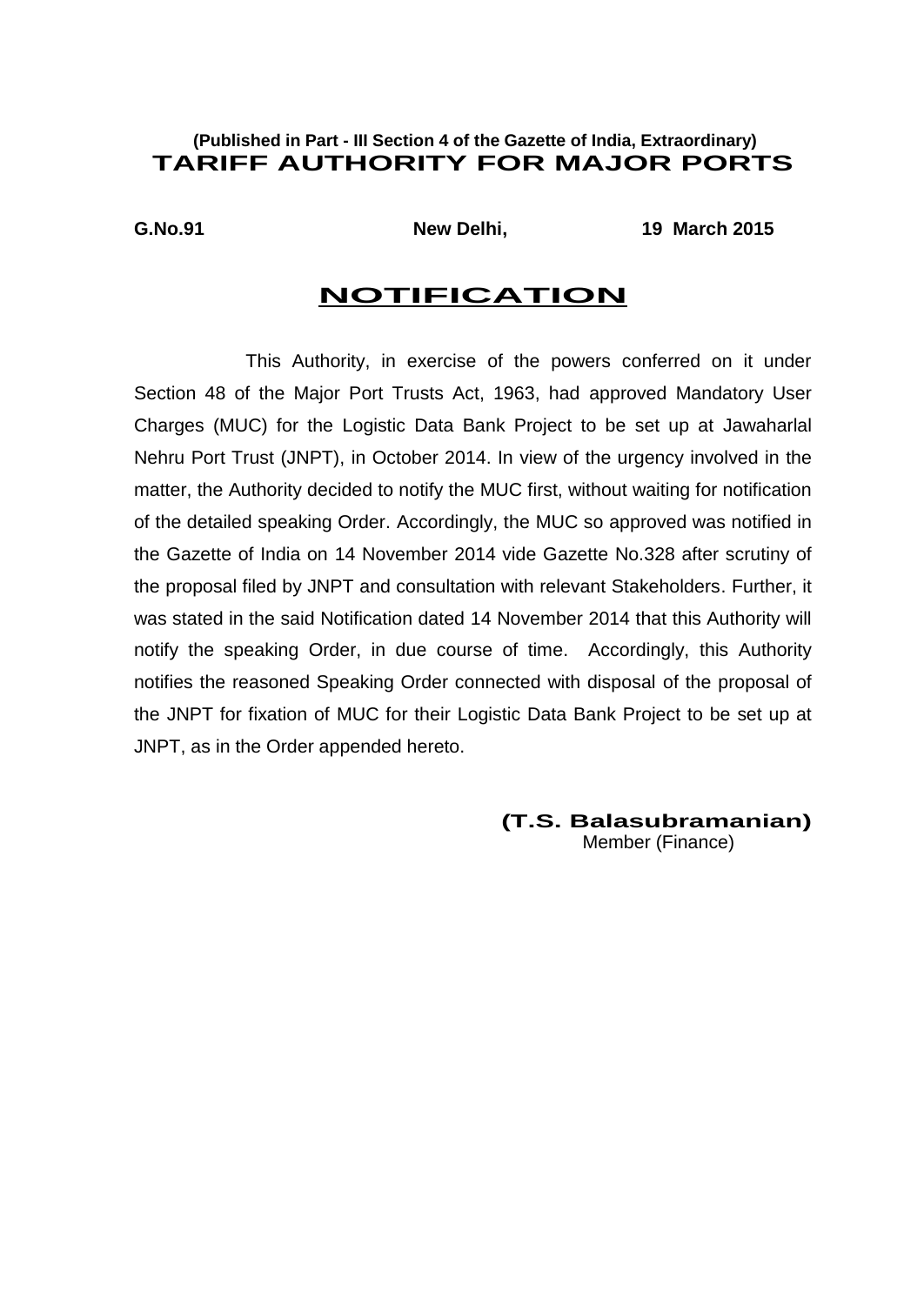**(Published in Part - III Section 4 of the Gazette of India, Extraordinary)**

# TARIFF AUTHORITY FOR MAJOR PORTS

**G.No.91** **New Delhi,** **19 March 2015**

## NOTIFICATION

This Authority, in exercise of the powers conferred on it under Section 48 of the Major Port Trusts Act, 1963, had approved Mandatory User Charges (MUC) for the Logistic Data Bank Project to be set up at Jawaharlal Nehru Port Trust (JNPT), in October 2014. In view of the urgency involved in the matter, the Authority decided to notify the MUC first, without waiting for notification of the detailed speaking Order. Accordingly, the MUC so approved was notified in the Gazette of India on 14 November 2014 vide Gazette No.328 after scrutiny of the proposal filed by JNPT and consultation with relevant Stakeholders. Further, it was stated in the said Notification dated 14 November 2014 that this Authority will notify the speaking Order, in due course of time. Accordingly, this Authority notifies the reasoned Speaking Order connected with disposal of the proposal of the JNPT for fixation of MUC for their Logistic Data Bank Project to be set up at JNPT, as in the Order appended hereto.

**(T.S. Balasubramanian)**
Member (Finance)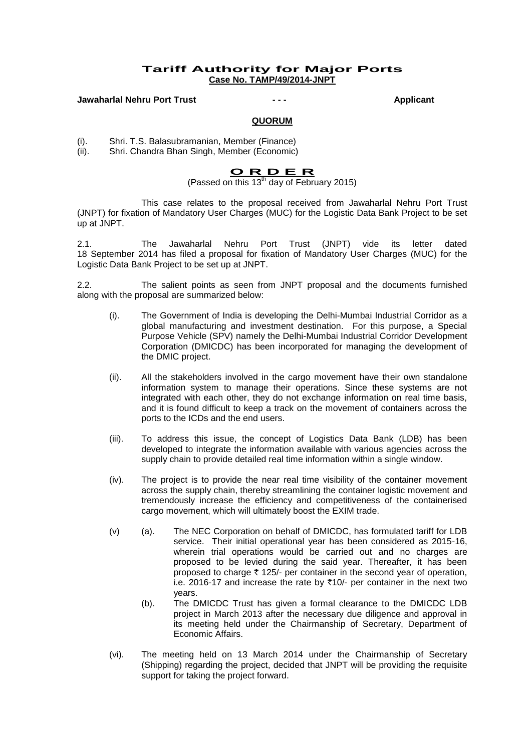# Tariff Authority for Major Ports
**Case No. TAMP/49/2014-JNPT**

**Jawaharlal Nehru Port Trust** - - - **Applicant**

**QUORUM**

(i). Shri. T.S. Balasubramanian, Member (Finance)
(ii). Shri. Chandra Bhan Singh, Member (Economic)

## O R D E R
(Passed on this 13th day of February 2015)

This case relates to the proposal received from Jawaharlal Nehru Port Trust (JNPT) for fixation of Mandatory User Charges (MUC) for the Logistic Data Bank Project to be set up at JNPT.

2.1. The Jawaharlal Nehru Port Trust (JNPT) vide its letter dated 18 September 2014 has filed a proposal for fixation of Mandatory User Charges (MUC) for the Logistic Data Bank Project to be set up at JNPT.

2.2. The salient points as seen from JNPT proposal and the documents furnished along with the proposal are summarized below:

(i). The Government of India is developing the Delhi-Mumbai Industrial Corridor as a global manufacturing and investment destination. For this purpose, a Special Purpose Vehicle (SPV) namely the Delhi-Mumbai Industrial Corridor Development Corporation (DMICDC) has been incorporated for managing the development of the DMIC project.

(ii). All the stakeholders involved in the cargo movement have their own standalone information system to manage their operations. Since these systems are not integrated with each other, they do not exchange information on real time basis, and it is found difficult to keep a track on the movement of containers across the ports to the ICDs and the end users.

(iii). To address this issue, the concept of Logistics Data Bank (LDB) has been developed to integrate the information available with various agencies across the supply chain to provide detailed real time information within a single window.

(iv). The project is to provide the near real time visibility of the container movement across the supply chain, thereby streamlining the container logistic movement and tremendously increase the efficiency and competitiveness of the containerised cargo movement, which will ultimately boost the EXIM trade.

(v) (a). The NEC Corporation on behalf of DMICDC, has formulated tariff for LDB service. Their initial operational year has been considered as 2015-16, wherein trial operations would be carried out and no charges are proposed to be levied during the said year. Thereafter, it has been proposed to charge ₹ 125/- per container in the second year of operation, i.e. 2016-17 and increase the rate by ₹10/- per container in the next two years.

(b). The DMICDC Trust has given a formal clearance to the DMICDC LDB project in March 2013 after the necessary due diligence and approval in its meeting held under the Chairmanship of Secretary, Department of Economic Affairs.

(vi). The meeting held on 13 March 2014 under the Chairmanship of Secretary (Shipping) regarding the project, decided that JNPT will be providing the requisite support for taking the project forward.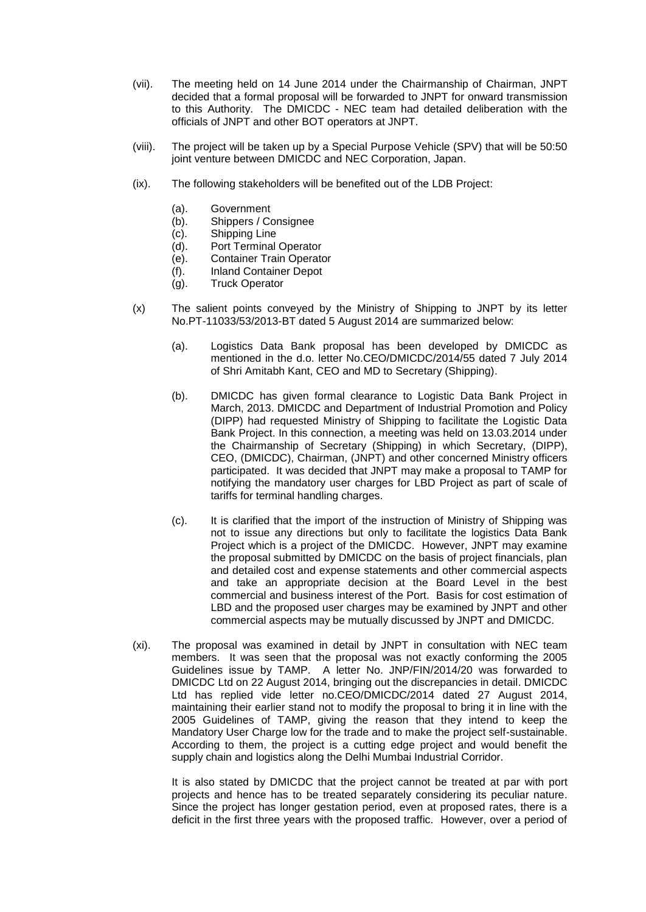(vii). The meeting held on 14 June 2014 under the Chairmanship of Chairman, JNPT decided that a formal proposal will be forwarded to JNPT for onward transmission to this Authority. The DMICDC - NEC team had detailed deliberation with the officials of JNPT and other BOT operators at JNPT.

(viii). The project will be taken up by a Special Purpose Vehicle (SPV) that will be 50:50 joint venture between DMICDC and NEC Corporation, Japan.

(ix). The following stakeholders will be benefited out of the LDB Project:

(a). Government
(b). Shippers / Consignee
(c). Shipping Line
(d). Port Terminal Operator
(e). Container Train Operator
(f). Inland Container Depot
(g). Truck Operator

(x) The salient points conveyed by the Ministry of Shipping to JNPT by its letter No.PT-11033/53/2013-BT dated 5 August 2014 are summarized below:

(a). Logistics Data Bank proposal has been developed by DMICDC as mentioned in the d.o. letter No.CEO/DMICDC/2014/55 dated 7 July 2014 of Shri Amitabh Kant, CEO and MD to Secretary (Shipping).

(b). DMICDC has given formal clearance to Logistic Data Bank Project in March, 2013. DMICDC and Department of Industrial Promotion and Policy (DIPP) had requested Ministry of Shipping to facilitate the Logistic Data Bank Project. In this connection, a meeting was held on 13.03.2014 under the Chairmanship of Secretary (Shipping) in which Secretary, (DIPP), CEO, (DMICDC), Chairman, (JNPT) and other concerned Ministry officers participated. It was decided that JNPT may make a proposal to TAMP for notifying the mandatory user charges for LBD Project as part of scale of tariffs for terminal handling charges.

(c). It is clarified that the import of the instruction of Ministry of Shipping was not to issue any directions but only to facilitate the logistics Data Bank Project which is a project of the DMICDC. However, JNPT may examine the proposal submitted by DMICDC on the basis of project financials, plan and detailed cost and expense statements and other commercial aspects and take an appropriate decision at the Board Level in the best commercial and business interest of the Port. Basis for cost estimation of LBD and the proposed user charges may be examined by JNPT and other commercial aspects may be mutually discussed by JNPT and DMICDC.

(xi). The proposal was examined in detail by JNPT in consultation with NEC team members. It was seen that the proposal was not exactly conforming the 2005 Guidelines issue by TAMP. A letter No. JNP/FIN/2014/20 was forwarded to DMICDC Ltd on 22 August 2014, bringing out the discrepancies in detail. DMICDC Ltd has replied vide letter no.CEO/DMICDC/2014 dated 27 August 2014, maintaining their earlier stand not to modify the proposal to bring it in line with the 2005 Guidelines of TAMP, giving the reason that they intend to keep the Mandatory User Charge low for the trade and to make the project self-sustainable. According to them, the project is a cutting edge project and would benefit the supply chain and logistics along the Delhi Mumbai Industrial Corridor.

It is also stated by DMICDC that the project cannot be treated at par with port projects and hence has to be treated separately considering its peculiar nature. Since the project has longer gestation period, even at proposed rates, there is a deficit in the first three years with the proposed traffic. However, over a period of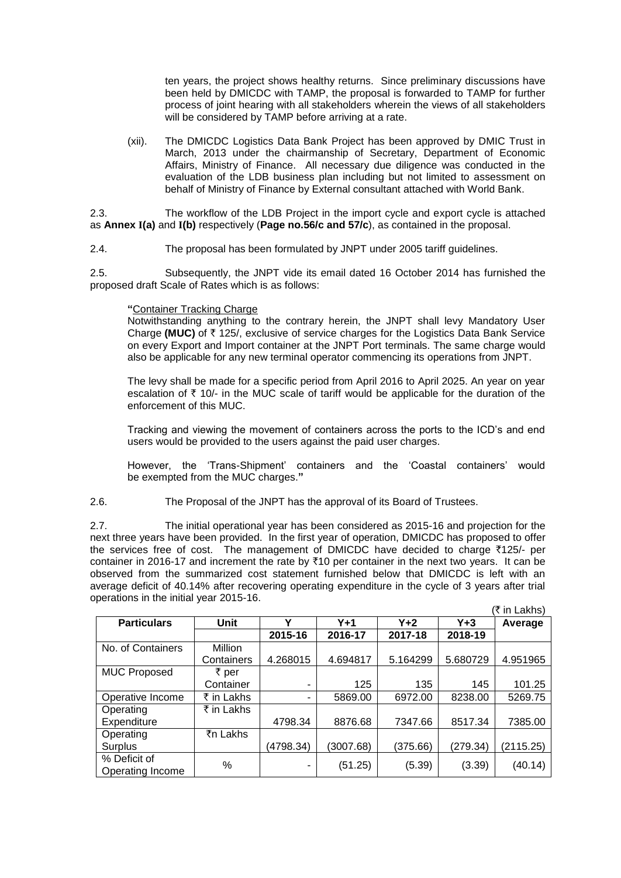ten years, the project shows healthy returns. Since preliminary discussions have been held by DMICDC with TAMP, the proposal is forwarded to TAMP for further process of joint hearing with all stakeholders wherein the views of all stakeholders will be considered by TAMP before arriving at a rate.

(xii). The DMICDC Logistics Data Bank Project has been approved by DMIC Trust in March, 2013 under the chairmanship of Secretary, Department of Economic Affairs, Ministry of Finance. All necessary due diligence was conducted in the evaluation of the LDB business plan including but not limited to assessment on behalf of Ministry of Finance by External consultant attached with World Bank.

2.3. The workflow of the LDB Project in the import cycle and export cycle is attached as **Annex I(a)** and **I(b)** respectively (**Page no.56/c and 57/c**), as contained in the proposal.

2.4. The proposal has been formulated by JNPT under 2005 tariff guidelines.

2.5. Subsequently, the JNPT vide its email dated 16 October 2014 has furnished the proposed draft Scale of Rates which is as follows:

> **"**Container Tracking Charge
>
> Notwithstanding anything to the contrary herein, the JNPT shall levy Mandatory User Charge **(MUC)** of ₹ 125/, exclusive of service charges for the Logistics Data Bank Service on every Export and Import container at the JNPT Port terminals. The same charge would also be applicable for any new terminal operator commencing its operations from JNPT.
>
> The levy shall be made for a specific period from April 2016 to April 2025. An year on year escalation of ₹ 10/- in the MUC scale of tariff would be applicable for the duration of the enforcement of this MUC.
>
> Tracking and viewing the movement of containers across the ports to the ICD's and end users would be provided to the users against the paid user charges.
>
> However, the 'Trans-Shipment' containers and the 'Coastal containers' would be exempted from the MUC charges.**"**

2.6. The Proposal of the JNPT has the approval of its Board of Trustees.

2.7. The initial operational year has been considered as 2015-16 and projection for the next three years have been provided. In the first year of operation, DMICDC has proposed to offer the services free of cost. The management of DMICDC have decided to charge ₹125/- per container in 2016-17 and increment the rate by ₹10 per container in the next two years. It can be observed from the summarized cost statement furnished below that DMICDC is left with an average deficit of 40.14% after recovering operating expenditure in the cycle of 3 years after trial operations in the initial year 2015-16.

(₹ in Lakhs)

| Particulars | Unit | Y | Y+1 | Y+2 | Y+3 | Average |
|---|---|---|---|---|---|---|
| | | 2015-16 | 2016-17 | 2017-18 | 2018-19 | |
| No. of Containers | Million Containers | 4.268015 | 4.694817 | 5.164299 | 5.680729 | 4.951965 |
| MUC Proposed | ₹ per Container | - | 125 | 135 | 145 | 101.25 |
| Operative Income | ₹ in Lakhs | - | 5869.00 | 6972.00 | 8238.00 | 5269.75 |
| Operating Expenditure | ₹ in Lakhs | 4798.34 | 8876.68 | 7347.66 | 8517.34 | 7385.00 |
| Operating Surplus | ₹n Lakhs | (4798.34) | (3007.68) | (375.66) | (279.34) | (2115.25) |
| % Deficit of Operating Income | % | - | (51.25) | (5.39) | (3.39) | (40.14) |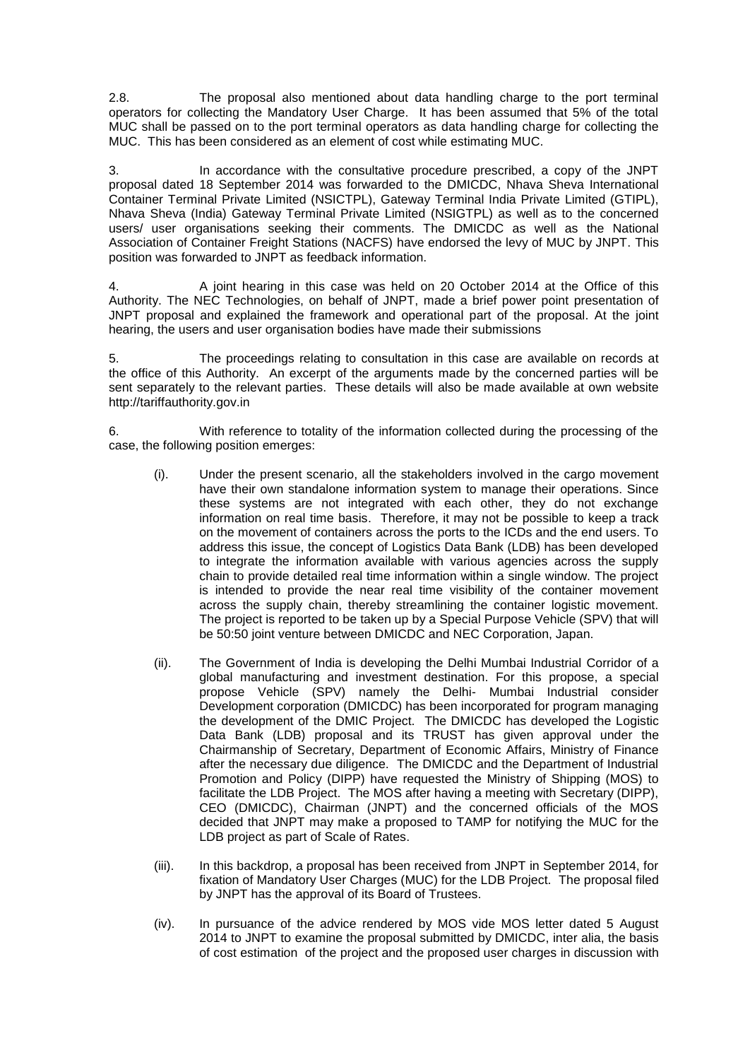2.8. The proposal also mentioned about data handling charge to the port terminal operators for collecting the Mandatory User Charge. It has been assumed that 5% of the total MUC shall be passed on to the port terminal operators as data handling charge for collecting the MUC. This has been considered as an element of cost while estimating MUC.

3. In accordance with the consultative procedure prescribed, a copy of the JNPT proposal dated 18 September 2014 was forwarded to the DMICDC, Nhava Sheva International Container Terminal Private Limited (NSICTPL), Gateway Terminal India Private Limited (GTIPL), Nhava Sheva (India) Gateway Terminal Private Limited (NSIGTPL) as well as to the concerned users/ user organisations seeking their comments. The DMICDC as well as the National Association of Container Freight Stations (NACFS) have endorsed the levy of MUC by JNPT. This position was forwarded to JNPT as feedback information.

4. A joint hearing in this case was held on 20 October 2014 at the Office of this Authority. The NEC Technologies, on behalf of JNPT, made a brief power point presentation of JNPT proposal and explained the framework and operational part of the proposal. At the joint hearing, the users and user organisation bodies have made their submissions

5. The proceedings relating to consultation in this case are available on records at the office of this Authority. An excerpt of the arguments made by the concerned parties will be sent separately to the relevant parties. These details will also be made available at own website http://tariffauthority.gov.in

6. With reference to totality of the information collected during the processing of the case, the following position emerges:

(i). Under the present scenario, all the stakeholders involved in the cargo movement have their own standalone information system to manage their operations. Since these systems are not integrated with each other, they do not exchange information on real time basis. Therefore, it may not be possible to keep a track on the movement of containers across the ports to the ICDs and the end users. To address this issue, the concept of Logistics Data Bank (LDB) has been developed to integrate the information available with various agencies across the supply chain to provide detailed real time information within a single window. The project is intended to provide the near real time visibility of the container movement across the supply chain, thereby streamlining the container logistic movement. The project is reported to be taken up by a Special Purpose Vehicle (SPV) that will be 50:50 joint venture between DMICDC and NEC Corporation, Japan.

(ii). The Government of India is developing the Delhi Mumbai Industrial Corridor of a global manufacturing and investment destination. For this propose, a special propose Vehicle (SPV) namely the Delhi- Mumbai Industrial consider Development corporation (DMICDC) has been incorporated for program managing the development of the DMIC Project. The DMICDC has developed the Logistic Data Bank (LDB) proposal and its TRUST has given approval under the Chairmanship of Secretary, Department of Economic Affairs, Ministry of Finance after the necessary due diligence. The DMICDC and the Department of Industrial Promotion and Policy (DIPP) have requested the Ministry of Shipping (MOS) to facilitate the LDB Project. The MOS after having a meeting with Secretary (DIPP), CEO (DMICDC), Chairman (JNPT) and the concerned officials of the MOS decided that JNPT may make a proposed to TAMP for notifying the MUC for the LDB project as part of Scale of Rates.

(iii). In this backdrop, a proposal has been received from JNPT in September 2014, for fixation of Mandatory User Charges (MUC) for the LDB Project. The proposal filed by JNPT has the approval of its Board of Trustees.

(iv). In pursuance of the advice rendered by MOS vide MOS letter dated 5 August 2014 to JNPT to examine the proposal submitted by DMICDC, inter alia, the basis of cost estimation of the project and the proposed user charges in discussion with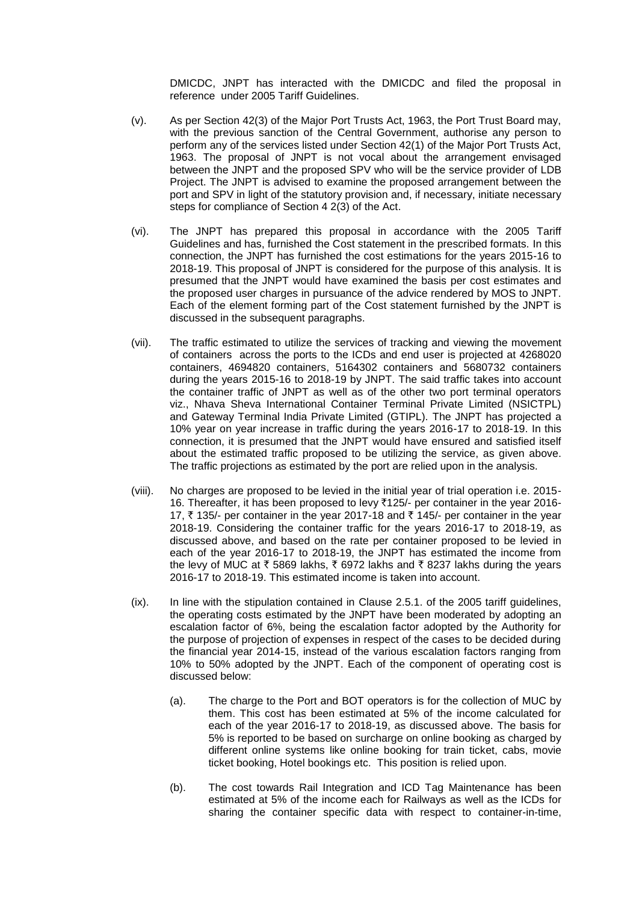DMICDC, JNPT has interacted with the DMICDC and filed the proposal in reference under 2005 Tariff Guidelines.

(v). As per Section 42(3) of the Major Port Trusts Act, 1963, the Port Trust Board may, with the previous sanction of the Central Government, authorise any person to perform any of the services listed under Section 42(1) of the Major Port Trusts Act, 1963. The proposal of JNPT is not vocal about the arrangement envisaged between the JNPT and the proposed SPV who will be the service provider of LDB Project. The JNPT is advised to examine the proposed arrangement between the port and SPV in light of the statutory provision and, if necessary, initiate necessary steps for compliance of Section 4 2(3) of the Act.

(vi). The JNPT has prepared this proposal in accordance with the 2005 Tariff Guidelines and has, furnished the Cost statement in the prescribed formats. In this connection, the JNPT has furnished the cost estimations for the years 2015-16 to 2018-19. This proposal of JNPT is considered for the purpose of this analysis. It is presumed that the JNPT would have examined the basis per cost estimates and the proposed user charges in pursuance of the advice rendered by MOS to JNPT. Each of the element forming part of the Cost statement furnished by the JNPT is discussed in the subsequent paragraphs.

(vii). The traffic estimated to utilize the services of tracking and viewing the movement of containers across the ports to the ICDs and end user is projected at 4268020 containers, 4694820 containers, 5164302 containers and 5680732 containers during the years 2015-16 to 2018-19 by JNPT. The said traffic takes into account the container traffic of JNPT as well as of the other two port terminal operators viz., Nhava Sheva International Container Terminal Private Limited (NSICTPL) and Gateway Terminal India Private Limited (GTIPL). The JNPT has projected a 10% year on year increase in traffic during the years 2016-17 to 2018-19. In this connection, it is presumed that the JNPT would have ensured and satisfied itself about the estimated traffic proposed to be utilizing the service, as given above. The traffic projections as estimated by the port are relied upon in the analysis.

(viii). No charges are proposed to be levied in the initial year of trial operation i.e. 2015-16. Thereafter, it has been proposed to levy ₹125/- per container in the year 2016-17, ₹ 135/- per container in the year 2017-18 and ₹ 145/- per container in the year 2018-19. Considering the container traffic for the years 2016-17 to 2018-19, as discussed above, and based on the rate per container proposed to be levied in each of the year 2016-17 to 2018-19, the JNPT has estimated the income from the levy of MUC at ₹ 5869 lakhs, ₹ 6972 lakhs and ₹ 8237 lakhs during the years 2016-17 to 2018-19. This estimated income is taken into account.

(ix). In line with the stipulation contained in Clause 2.5.1. of the 2005 tariff guidelines, the operating costs estimated by the JNPT have been moderated by adopting an escalation factor of 6%, being the escalation factor adopted by the Authority for the purpose of projection of expenses in respect of the cases to be decided during the financial year 2014-15, instead of the various escalation factors ranging from 10% to 50% adopted by the JNPT. Each of the component of operating cost is discussed below:

(a). The charge to the Port and BOT operators is for the collection of MUC by them. This cost has been estimated at 5% of the income calculated for each of the year 2016-17 to 2018-19, as discussed above. The basis for 5% is reported to be based on surcharge on online booking as charged by different online systems like online booking for train ticket, cabs, movie ticket booking, Hotel bookings etc. This position is relied upon.

(b). The cost towards Rail Integration and ICD Tag Maintenance has been estimated at 5% of the income each for Railways as well as the ICDs for sharing the container specific data with respect to container-in-time,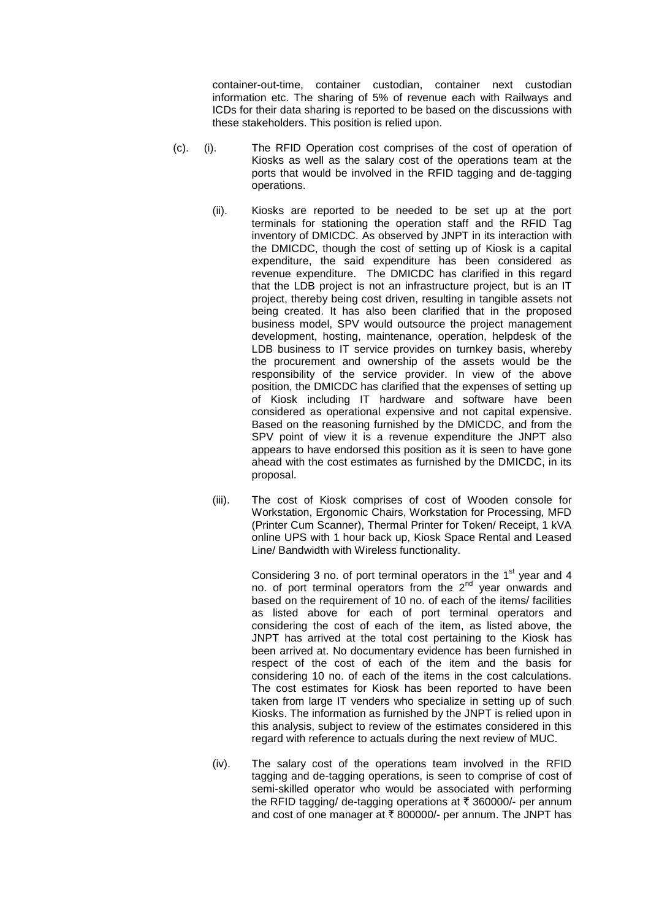container-out-time, container custodian, container next custodian information etc. The sharing of 5% of revenue each with Railways and ICDs for their data sharing is reported to be based on the discussions with these stakeholders. This position is relied upon.

(c). (i). The RFID Operation cost comprises of the cost of operation of Kiosks as well as the salary cost of the operations team at the ports that would be involved in the RFID tagging and de-tagging operations.

(ii). Kiosks are reported to be needed to be set up at the port terminals for stationing the operation staff and the RFID Tag inventory of DMICDC. As observed by JNPT in its interaction with the DMICDC, though the cost of setting up of Kiosk is a capital expenditure, the said expenditure has been considered as revenue expenditure. The DMICDC has clarified in this regard that the LDB project is not an infrastructure project, but is an IT project, thereby being cost driven, resulting in tangible assets not being created. It has also been clarified that in the proposed business model, SPV would outsource the project management development, hosting, maintenance, operation, helpdesk of the LDB business to IT service provides on turnkey basis, whereby the procurement and ownership of the assets would be the responsibility of the service provider. In view of the above position, the DMICDC has clarified that the expenses of setting up of Kiosk including IT hardware and software have been considered as operational expensive and not capital expensive. Based on the reasoning furnished by the DMICDC, and from the SPV point of view it is a revenue expenditure the JNPT also appears to have endorsed this position as it is seen to have gone ahead with the cost estimates as furnished by the DMICDC, in its proposal.

(iii). The cost of Kiosk comprises of cost of Wooden console for Workstation, Ergonomic Chairs, Workstation for Processing, MFD (Printer Cum Scanner), Thermal Printer for Token/ Receipt, 1 kVA online UPS with 1 hour back up, Kiosk Space Rental and Leased Line/ Bandwidth with Wireless functionality.

Considering 3 no. of port terminal operators in the 1st year and 4 no. of port terminal operators from the 2nd year onwards and based on the requirement of 10 no. of each of the items/ facilities as listed above for each of port terminal operators and considering the cost of each of the item, as listed above, the JNPT has arrived at the total cost pertaining to the Kiosk has been arrived at. No documentary evidence has been furnished in respect of the cost of each of the item and the basis for considering 10 no. of each of the items in the cost calculations. The cost estimates for Kiosk has been reported to have been taken from large IT venders who specialize in setting up of such Kiosks. The information as furnished by the JNPT is relied upon in this analysis, subject to review of the estimates considered in this regard with reference to actuals during the next review of MUC.

(iv). The salary cost of the operations team involved in the RFID tagging and de-tagging operations, is seen to comprise of cost of semi-skilled operator who would be associated with performing the RFID tagging/ de-tagging operations at ₹ 360000/- per annum and cost of one manager at ₹ 800000/- per annum. The JNPT has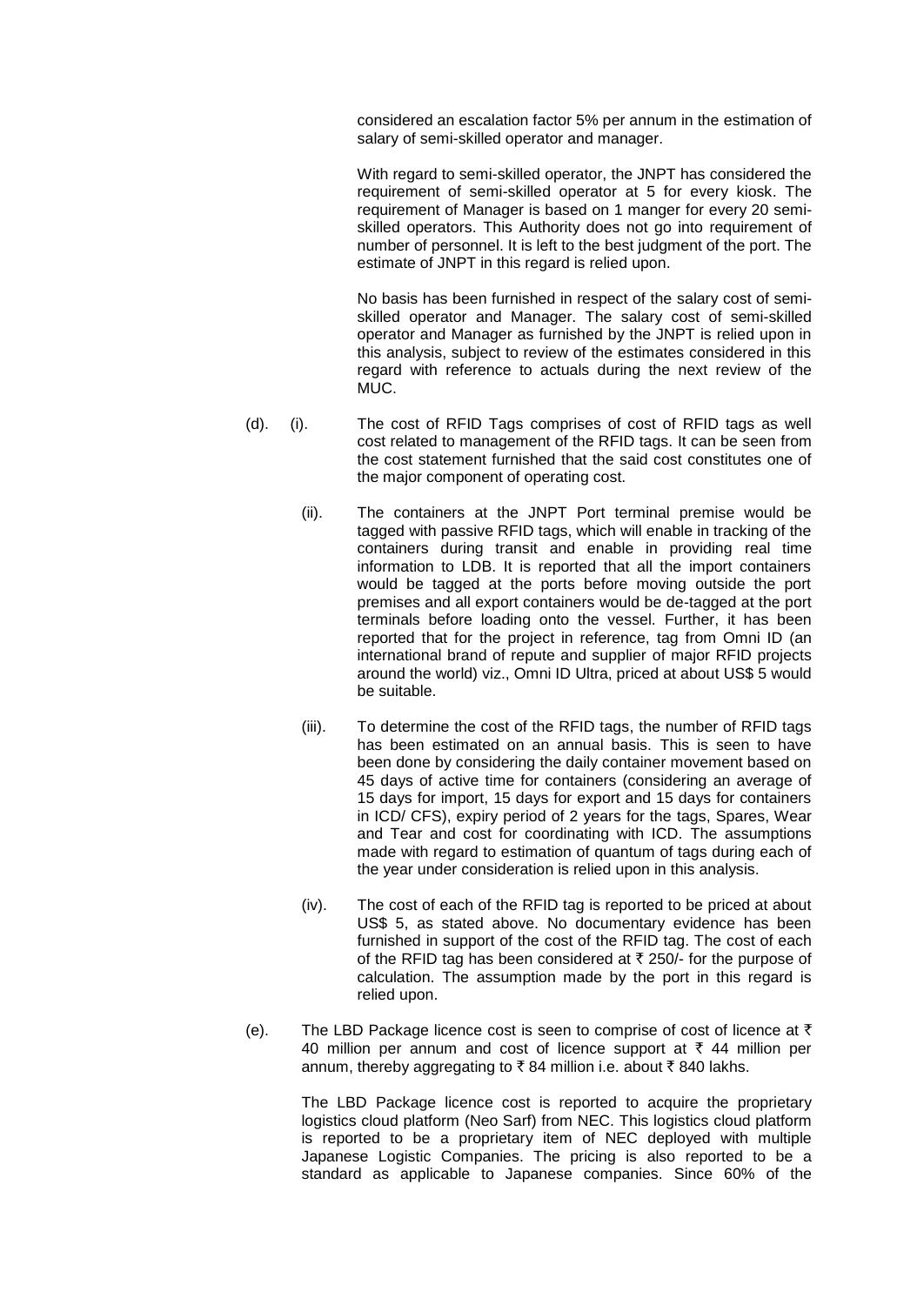considered an escalation factor 5% per annum in the estimation of salary of semi-skilled operator and manager.

With regard to semi-skilled operator, the JNPT has considered the requirement of semi-skilled operator at 5 for every kiosk. The requirement of Manager is based on 1 manger for every 20 semi-skilled operators. This Authority does not go into requirement of number of personnel. It is left to the best judgment of the port. The estimate of JNPT in this regard is relied upon.

No basis has been furnished in respect of the salary cost of semi-skilled operator and Manager. The salary cost of semi-skilled operator and Manager as furnished by the JNPT is relied upon in this analysis, subject to review of the estimates considered in this regard with reference to actuals during the next review of the MUC.

(d). (i). The cost of RFID Tags comprises of cost of RFID tags as well cost related to management of the RFID tags. It can be seen from the cost statement furnished that the said cost constitutes one of the major component of operating cost.

(ii). The containers at the JNPT Port terminal premise would be tagged with passive RFID tags, which will enable in tracking of the containers during transit and enable in providing real time information to LDB. It is reported that all the import containers would be tagged at the ports before moving outside the port premises and all export containers would be de-tagged at the port terminals before loading onto the vessel. Further, it has been reported that for the project in reference, tag from Omni ID (an international brand of repute and supplier of major RFID projects around the world) viz., Omni ID Ultra, priced at about US$ 5 would be suitable.

(iii). To determine the cost of the RFID tags, the number of RFID tags has been estimated on an annual basis. This is seen to have been done by considering the daily container movement based on 45 days of active time for containers (considering an average of 15 days for import, 15 days for export and 15 days for containers in ICD/ CFS), expiry period of 2 years for the tags, Spares, Wear and Tear and cost for coordinating with ICD. The assumptions made with regard to estimation of quantum of tags during each of the year under consideration is relied upon in this analysis.

(iv). The cost of each of the RFID tag is reported to be priced at about US$ 5, as stated above. No documentary evidence has been furnished in support of the cost of the RFID tag. The cost of each of the RFID tag has been considered at ₹ 250/- for the purpose of calculation. The assumption made by the port in this regard is relied upon.

(e). The LBD Package licence cost is seen to comprise of cost of licence at ₹ 40 million per annum and cost of licence support at ₹ 44 million per annum, thereby aggregating to ₹ 84 million i.e. about ₹ 840 lakhs.

The LBD Package licence cost is reported to acquire the proprietary logistics cloud platform (Neo Sarf) from NEC. This logistics cloud platform is reported to be a proprietary item of NEC deployed with multiple Japanese Logistic Companies. The pricing is also reported to be a standard as applicable to Japanese companies. Since 60% of the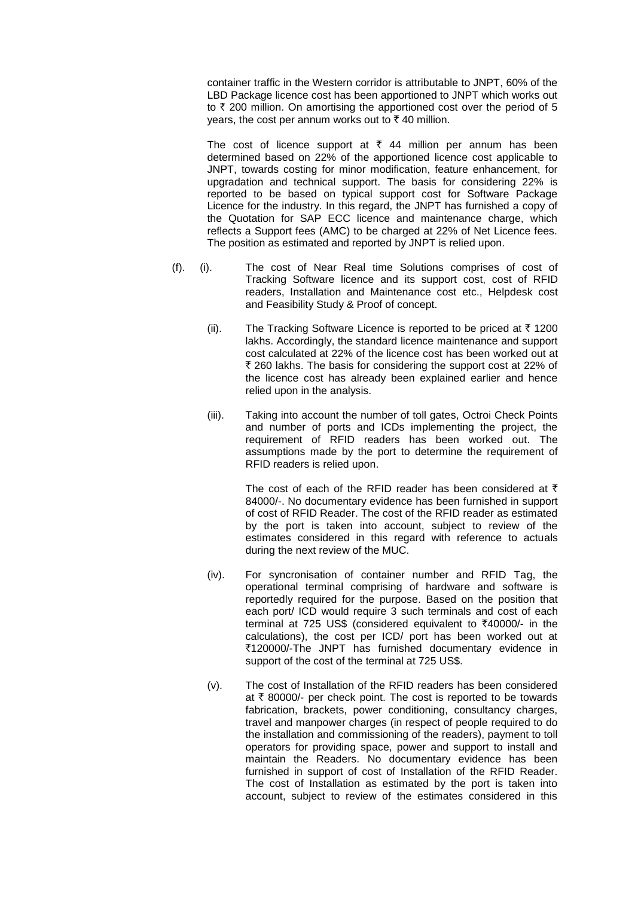container traffic in the Western corridor is attributable to JNPT, 60% of the LBD Package licence cost has been apportioned to JNPT which works out to ₹ 200 million. On amortising the apportioned cost over the period of 5 years, the cost per annum works out to ₹ 40 million.

The cost of licence support at ₹ 44 million per annum has been determined based on 22% of the apportioned licence cost applicable to JNPT, towards costing for minor modification, feature enhancement, for upgradation and technical support. The basis for considering 22% is reported to be based on typical support cost for Software Package Licence for the industry. In this regard, the JNPT has furnished a copy of the Quotation for SAP ECC licence and maintenance charge, which reflects a Support fees (AMC) to be charged at 22% of Net Licence fees. The position as estimated and reported by JNPT is relied upon.

(f). (i). The cost of Near Real time Solutions comprises of cost of Tracking Software licence and its support cost, cost of RFID readers, Installation and Maintenance cost etc., Helpdesk cost and Feasibility Study & Proof of concept.

(ii). The Tracking Software Licence is reported to be priced at ₹ 1200 lakhs. Accordingly, the standard licence maintenance and support cost calculated at 22% of the licence cost has been worked out at ₹ 260 lakhs. The basis for considering the support cost at 22% of the licence cost has already been explained earlier and hence relied upon in the analysis.

(iii). Taking into account the number of toll gates, Octroi Check Points and number of ports and ICDs implementing the project, the requirement of RFID readers has been worked out. The assumptions made by the port to determine the requirement of RFID readers is relied upon.

The cost of each of the RFID reader has been considered at ₹ 84000/-. No documentary evidence has been furnished in support of cost of RFID Reader. The cost of the RFID reader as estimated by the port is taken into account, subject to review of the estimates considered in this regard with reference to actuals during the next review of the MUC.

(iv). For syncronisation of container number and RFID Tag, the operational terminal comprising of hardware and software is reportedly required for the purpose. Based on the position that each port/ ICD would require 3 such terminals and cost of each terminal at 725 US$ (considered equivalent to ₹40000/- in the calculations), the cost per ICD/ port has been worked out at ₹120000/-The JNPT has furnished documentary evidence in support of the cost of the terminal at 725 US$.

(v). The cost of Installation of the RFID readers has been considered at ₹ 80000/- per check point. The cost is reported to be towards fabrication, brackets, power conditioning, consultancy charges, travel and manpower charges (in respect of people required to do the installation and commissioning of the readers), payment to toll operators for providing space, power and support to install and maintain the Readers. No documentary evidence has been furnished in support of cost of Installation of the RFID Reader. The cost of Installation as estimated by the port is taken into account, subject to review of the estimates considered in this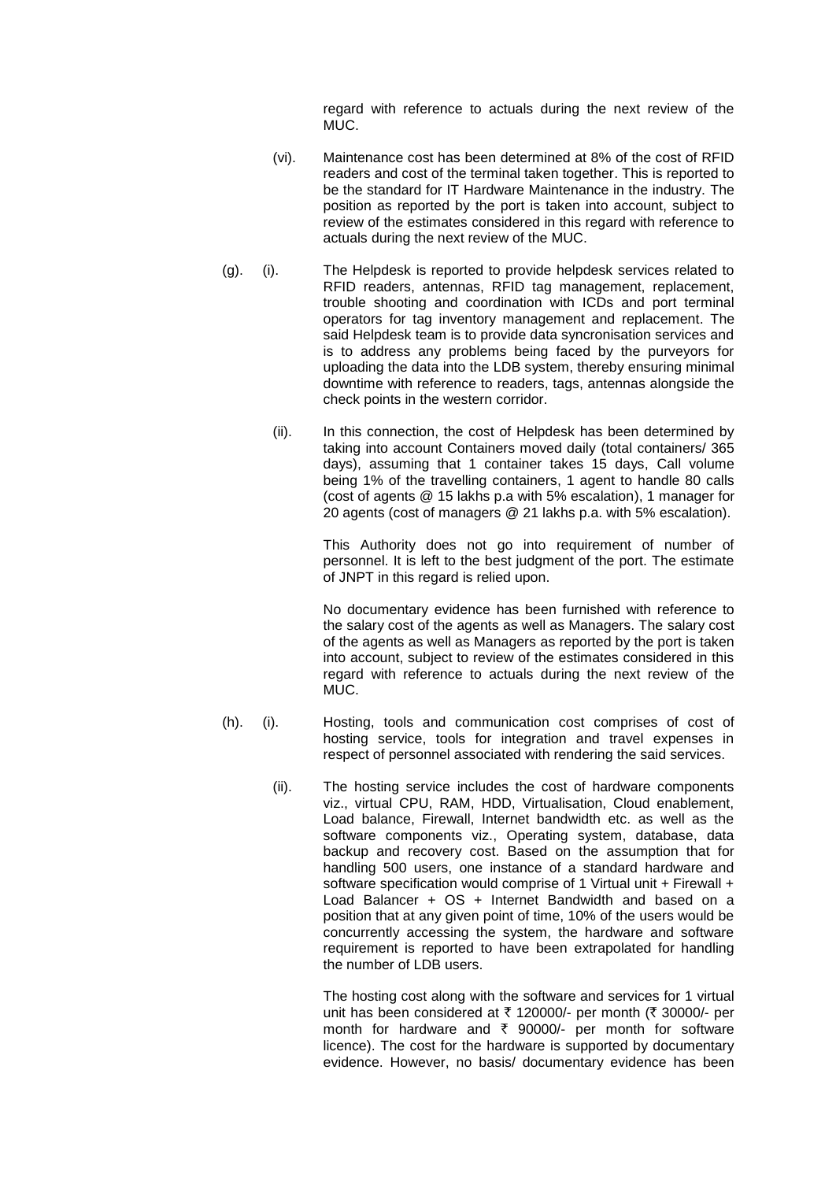regard with reference to actuals during the next review of the MUC.

(vi). Maintenance cost has been determined at 8% of the cost of RFID readers and cost of the terminal taken together. This is reported to be the standard for IT Hardware Maintenance in the industry. The position as reported by the port is taken into account, subject to review of the estimates considered in this regard with reference to actuals during the next review of the MUC.

(g). (i). The Helpdesk is reported to provide helpdesk services related to RFID readers, antennas, RFID tag management, replacement, trouble shooting and coordination with ICDs and port terminal operators for tag inventory management and replacement. The said Helpdesk team is to provide data syncronisation services and is to address any problems being faced by the purveyors for uploading the data into the LDB system, thereby ensuring minimal downtime with reference to readers, tags, antennas alongside the check points in the western corridor.

(ii). In this connection, the cost of Helpdesk has been determined by taking into account Containers moved daily (total containers/ 365 days), assuming that 1 container takes 15 days, Call volume being 1% of the travelling containers, 1 agent to handle 80 calls (cost of agents @ 15 lakhs p.a with 5% escalation), 1 manager for 20 agents (cost of managers @ 21 lakhs p.a. with 5% escalation).

This Authority does not go into requirement of number of personnel. It is left to the best judgment of the port. The estimate of JNPT in this regard is relied upon.

No documentary evidence has been furnished with reference to the salary cost of the agents as well as Managers. The salary cost of the agents as well as Managers as reported by the port is taken into account, subject to review of the estimates considered in this regard with reference to actuals during the next review of the MUC.

(h). (i). Hosting, tools and communication cost comprises of cost of hosting service, tools for integration and travel expenses in respect of personnel associated with rendering the said services.

(ii). The hosting service includes the cost of hardware components viz., virtual CPU, RAM, HDD, Virtualisation, Cloud enablement, Load balance, Firewall, Internet bandwidth etc. as well as the software components viz., Operating system, database, data backup and recovery cost. Based on the assumption that for handling 500 users, one instance of a standard hardware and software specification would comprise of 1 Virtual unit + Firewall + Load Balancer + OS + Internet Bandwidth and based on a position that at any given point of time, 10% of the users would be concurrently accessing the system, the hardware and software requirement is reported to have been extrapolated for handling the number of LDB users.

The hosting cost along with the software and services for 1 virtual unit has been considered at ₹ 120000/- per month (₹ 30000/- per month for hardware and ₹ 90000/- per month for software licence). The cost for the hardware is supported by documentary evidence. However, no basis/ documentary evidence has been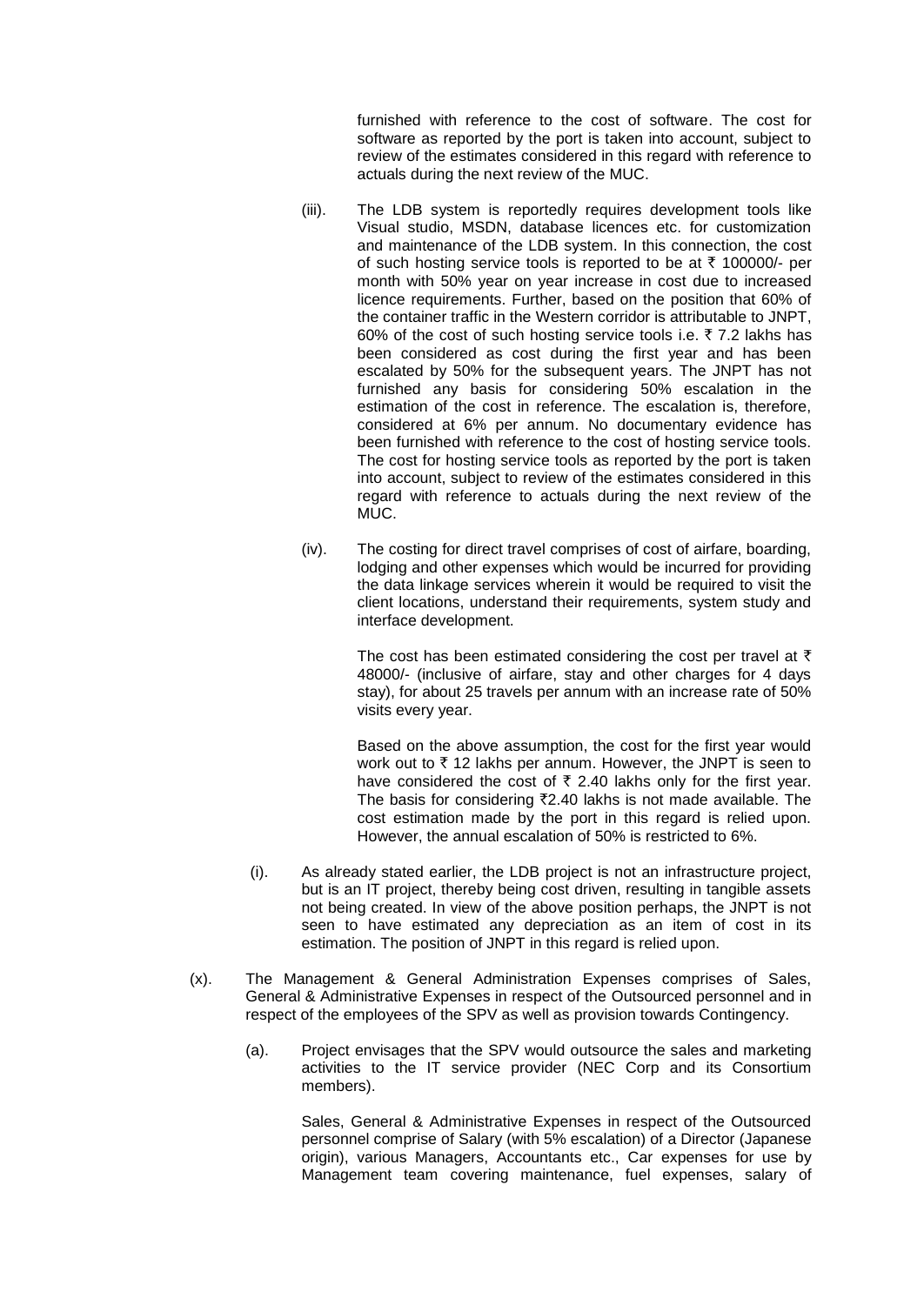furnished with reference to the cost of software. The cost for software as reported by the port is taken into account, subject to review of the estimates considered in this regard with reference to actuals during the next review of the MUC.

(iii). The LDB system is reportedly requires development tools like Visual studio, MSDN, database licences etc. for customization and maintenance of the LDB system. In this connection, the cost of such hosting service tools is reported to be at ₹ 100000/- per month with 50% year on year increase in cost due to increased licence requirements. Further, based on the position that 60% of the container traffic in the Western corridor is attributable to JNPT, 60% of the cost of such hosting service tools i.e. ₹ 7.2 lakhs has been considered as cost during the first year and has been escalated by 50% for the subsequent years. The JNPT has not furnished any basis for considering 50% escalation in the estimation of the cost in reference. The escalation is, therefore, considered at 6% per annum. No documentary evidence has been furnished with reference to the cost of hosting service tools. The cost for hosting service tools as reported by the port is taken into account, subject to review of the estimates considered in this regard with reference to actuals during the next review of the MUC.

(iv). The costing for direct travel comprises of cost of airfare, boarding, lodging and other expenses which would be incurred for providing the data linkage services wherein it would be required to visit the client locations, understand their requirements, system study and interface development.

The cost has been estimated considering the cost per travel at ₹ 48000/- (inclusive of airfare, stay and other charges for 4 days stay), for about 25 travels per annum with an increase rate of 50% visits every year.

Based on the above assumption, the cost for the first year would work out to ₹ 12 lakhs per annum. However, the JNPT is seen to have considered the cost of ₹ 2.40 lakhs only for the first year. The basis for considering ₹2.40 lakhs is not made available. The cost estimation made by the port in this regard is relied upon. However, the annual escalation of 50% is restricted to 6%.

(i). As already stated earlier, the LDB project is not an infrastructure project, but is an IT project, thereby being cost driven, resulting in tangible assets not being created. In view of the above position perhaps, the JNPT is not seen to have estimated any depreciation as an item of cost in its estimation. The position of JNPT in this regard is relied upon.

(x). The Management & General Administration Expenses comprises of Sales, General & Administrative Expenses in respect of the Outsourced personnel and in respect of the employees of the SPV as well as provision towards Contingency.

(a). Project envisages that the SPV would outsource the sales and marketing activities to the IT service provider (NEC Corp and its Consortium members).

Sales, General & Administrative Expenses in respect of the Outsourced personnel comprise of Salary (with 5% escalation) of a Director (Japanese origin), various Managers, Accountants etc., Car expenses for use by Management team covering maintenance, fuel expenses, salary of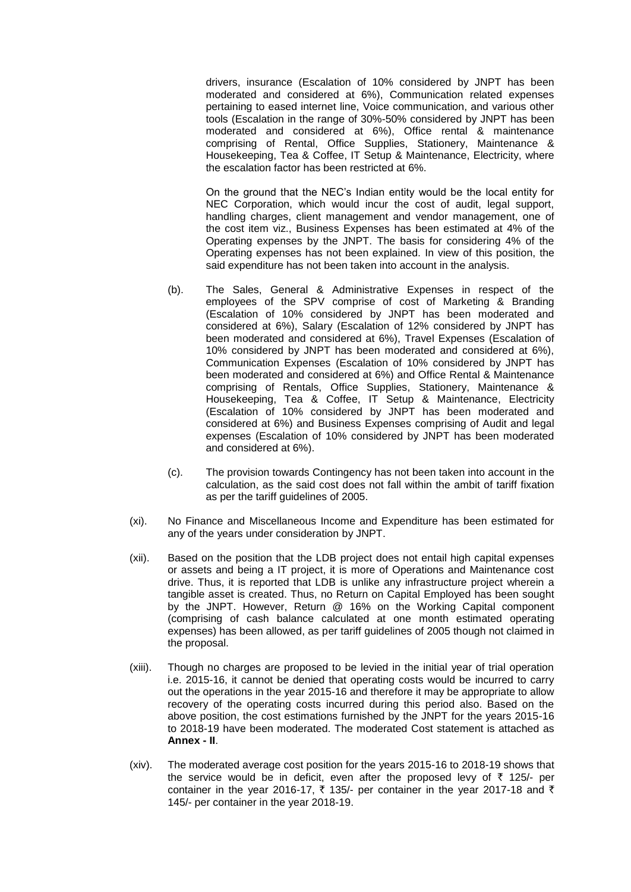drivers, insurance (Escalation of 10% considered by JNPT has been moderated and considered at 6%), Communication related expenses pertaining to eased internet line, Voice communication, and various other tools (Escalation in the range of 30%-50% considered by JNPT has been moderated and considered at 6%), Office rental & maintenance comprising of Rental, Office Supplies, Stationery, Maintenance & Housekeeping, Tea & Coffee, IT Setup & Maintenance, Electricity, where the escalation factor has been restricted at 6%.

On the ground that the NEC's Indian entity would be the local entity for NEC Corporation, which would incur the cost of audit, legal support, handling charges, client management and vendor management, one of the cost item viz., Business Expenses has been estimated at 4% of the Operating expenses by the JNPT. The basis for considering 4% of the Operating expenses has not been explained. In view of this position, the said expenditure has not been taken into account in the analysis.

(b). The Sales, General & Administrative Expenses in respect of the employees of the SPV comprise of cost of Marketing & Branding (Escalation of 10% considered by JNPT has been moderated and considered at 6%), Salary (Escalation of 12% considered by JNPT has been moderated and considered at 6%), Travel Expenses (Escalation of 10% considered by JNPT has been moderated and considered at 6%), Communication Expenses (Escalation of 10% considered by JNPT has been moderated and considered at 6%) and Office Rental & Maintenance comprising of Rentals, Office Supplies, Stationery, Maintenance & Housekeeping, Tea & Coffee, IT Setup & Maintenance, Electricity (Escalation of 10% considered by JNPT has been moderated and considered at 6%) and Business Expenses comprising of Audit and legal expenses (Escalation of 10% considered by JNPT has been moderated and considered at 6%).

(c). The provision towards Contingency has not been taken into account in the calculation, as the said cost does not fall within the ambit of tariff fixation as per the tariff guidelines of 2005.

(xi). No Finance and Miscellaneous Income and Expenditure has been estimated for any of the years under consideration by JNPT.

(xii). Based on the position that the LDB project does not entail high capital expenses or assets and being a IT project, it is more of Operations and Maintenance cost drive. Thus, it is reported that LDB is unlike any infrastructure project wherein a tangible asset is created. Thus, no Return on Capital Employed has been sought by the JNPT. However, Return @ 16% on the Working Capital component (comprising of cash balance calculated at one month estimated operating expenses) has been allowed, as per tariff guidelines of 2005 though not claimed in the proposal.

(xiii). Though no charges are proposed to be levied in the initial year of trial operation i.e. 2015-16, it cannot be denied that operating costs would be incurred to carry out the operations in the year 2015-16 and therefore it may be appropriate to allow recovery of the operating costs incurred during this period also. Based on the above position, the cost estimations furnished by the JNPT for the years 2015-16 to 2018-19 have been moderated. The moderated Cost statement is attached as **Annex - II**.

(xiv). The moderated average cost position for the years 2015-16 to 2018-19 shows that the service would be in deficit, even after the proposed levy of ₹ 125/- per container in the year 2016-17, ₹ 135/- per container in the year 2017-18 and ₹ 145/- per container in the year 2018-19.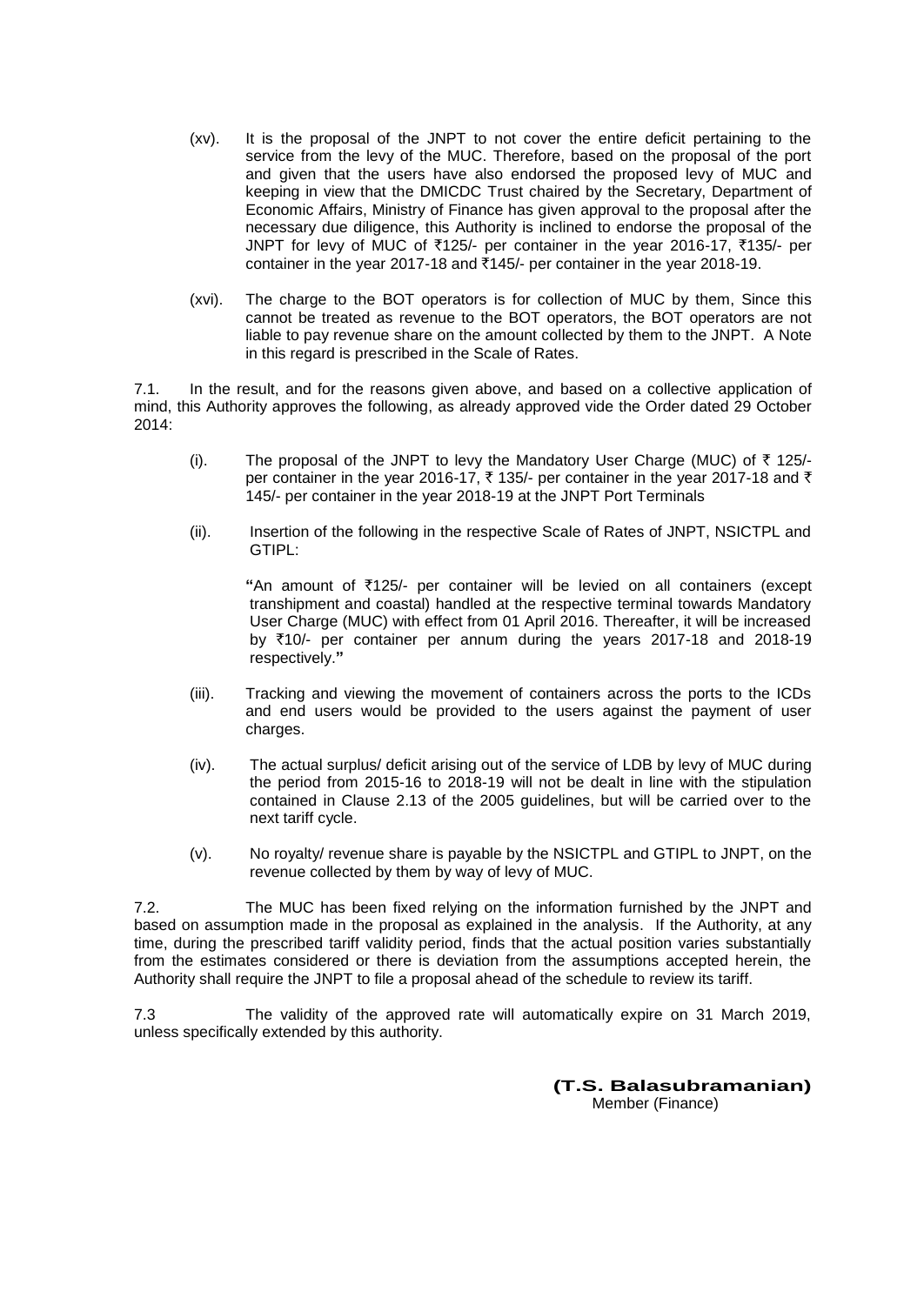(xv). It is the proposal of the JNPT to not cover the entire deficit pertaining to the service from the levy of the MUC. Therefore, based on the proposal of the port and given that the users have also endorsed the proposed levy of MUC and keeping in view that the DMICDC Trust chaired by the Secretary, Department of Economic Affairs, Ministry of Finance has given approval to the proposal after the necessary due diligence, this Authority is inclined to endorse the proposal of the JNPT for levy of MUC of ₹125/- per container in the year 2016-17, ₹135/- per container in the year 2017-18 and ₹145/- per container in the year 2018-19.

(xvi). The charge to the BOT operators is for collection of MUC by them, Since this cannot be treated as revenue to the BOT operators, the BOT operators are not liable to pay revenue share on the amount collected by them to the JNPT. A Note in this regard is prescribed in the Scale of Rates.

7.1. In the result, and for the reasons given above, and based on a collective application of mind, this Authority approves the following, as already approved vide the Order dated 29 October 2014:

(i). The proposal of the JNPT to levy the Mandatory User Charge (MUC) of ₹ 125/- per container in the year 2016-17, ₹ 135/- per container in the year 2017-18 and ₹ 145/- per container in the year 2018-19 at the JNPT Port Terminals

(ii). Insertion of the following in the respective Scale of Rates of JNPT, NSICTPL and GTIPL:

**"**An amount of ₹125/- per container will be levied on all containers (except transhipment and coastal) handled at the respective terminal towards Mandatory User Charge (MUC) with effect from 01 April 2016. Thereafter, it will be increased by ₹10/- per container per annum during the years 2017-18 and 2018-19 respectively.**"**

(iii). Tracking and viewing the movement of containers across the ports to the ICDs and end users would be provided to the users against the payment of user charges.

(iv). The actual surplus/ deficit arising out of the service of LDB by levy of MUC during the period from 2015-16 to 2018-19 will not be dealt in line with the stipulation contained in Clause 2.13 of the 2005 guidelines, but will be carried over to the next tariff cycle.

(v). No royalty/ revenue share is payable by the NSICTPL and GTIPL to JNPT, on the revenue collected by them by way of levy of MUC.

7.2. The MUC has been fixed relying on the information furnished by the JNPT and based on assumption made in the proposal as explained in the analysis. If the Authority, at any time, during the prescribed tariff validity period, finds that the actual position varies substantially from the estimates considered or there is deviation from the assumptions accepted herein, the Authority shall require the JNPT to file a proposal ahead of the schedule to review its tariff.

7.3 The validity of the approved rate will automatically expire on 31 March 2019, unless specifically extended by this authority.

**(T.S. Balasubramanian)**
Member (Finance)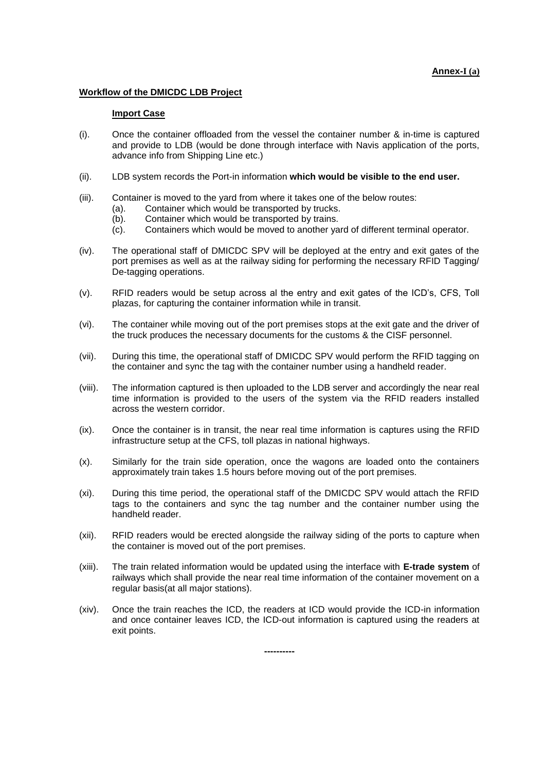**Annex-I (a)**

**Workflow of the DMICDC LDB Project**

**Import Case**

(i). Once the container offloaded from the vessel the container number & in-time is captured and provide to LDB (would be done through interface with Navis application of the ports, advance info from Shipping Line etc.)

(ii). LDB system records the Port-in information **which would be visible to the end user.**

(iii). Container is moved to the yard from where it takes one of the below routes:
   (a). Container which would be transported by trucks.
   (b). Container which would be transported by trains.
   (c). Containers which would be moved to another yard of different terminal operator.

(iv). The operational staff of DMICDC SPV will be deployed at the entry and exit gates of the port premises as well as at the railway siding for performing the necessary RFID Tagging/ De-tagging operations.

(v). RFID readers would be setup across al the entry and exit gates of the ICD's, CFS, Toll plazas, for capturing the container information while in transit.

(vi). The container while moving out of the port premises stops at the exit gate and the driver of the truck produces the necessary documents for the customs & the CISF personnel.

(vii). During this time, the operational staff of DMICDC SPV would perform the RFID tagging on the container and sync the tag with the container number using a handheld reader.

(viii). The information captured is then uploaded to the LDB server and accordingly the near real time information is provided to the users of the system via the RFID readers installed across the western corridor.

(ix). Once the container is in transit, the near real time information is captures using the RFID infrastructure setup at the CFS, toll plazas in national highways.

(x). Similarly for the train side operation, once the wagons are loaded onto the containers approximately train takes 1.5 hours before moving out of the port premises.

(xi). During this time period, the operational staff of the DMICDC SPV would attach the RFID tags to the containers and sync the tag number and the container number using the handheld reader.

(xii). RFID readers would be erected alongside the railway siding of the ports to capture when the container is moved out of the port premises.

(xiii). The train related information would be updated using the interface with **E-trade system** of railways which shall provide the near real time information of the container movement on a regular basis(at all major stations).

(xiv). Once the train reaches the ICD, the readers at ICD would provide the ICD-in information and once container leaves ICD, the ICD-out information is captured using the readers at exit points.

**----------**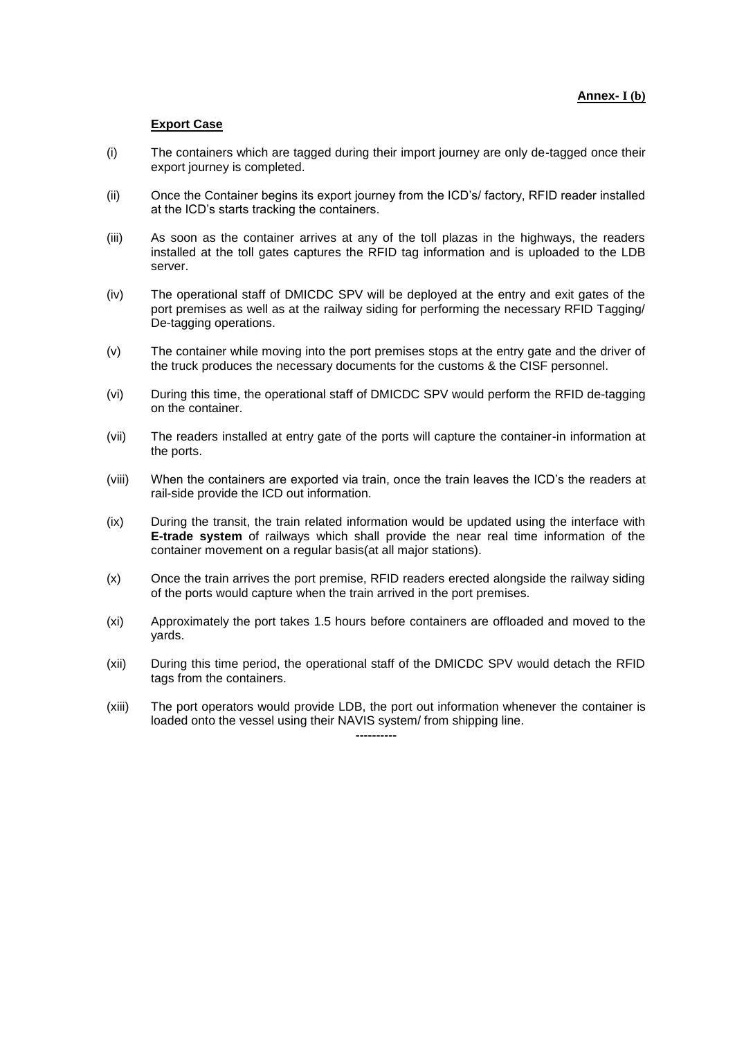**Annex- I (b)**

**Export Case**

(i) The containers which are tagged during their import journey are only de-tagged once their export journey is completed.

(ii) Once the Container begins its export journey from the ICD's/ factory, RFID reader installed at the ICD's starts tracking the containers.

(iii) As soon as the container arrives at any of the toll plazas in the highways, the readers installed at the toll gates captures the RFID tag information and is uploaded to the LDB server.

(iv) The operational staff of DMICDC SPV will be deployed at the entry and exit gates of the port premises as well as at the railway siding for performing the necessary RFID Tagging/ De-tagging operations.

(v) The container while moving into the port premises stops at the entry gate and the driver of the truck produces the necessary documents for the customs & the CISF personnel.

(vi) During this time, the operational staff of DMICDC SPV would perform the RFID de-tagging on the container.

(vii) The readers installed at entry gate of the ports will capture the container-in information at the ports.

(viii) When the containers are exported via train, once the train leaves the ICD's the readers at rail-side provide the ICD out information.

(ix) During the transit, the train related information would be updated using the interface with **E-trade system** of railways which shall provide the near real time information of the container movement on a regular basis(at all major stations).

(x) Once the train arrives the port premise, RFID readers erected alongside the railway siding of the ports would capture when the train arrived in the port premises.

(xi) Approximately the port takes 1.5 hours before containers are offloaded and moved to the yards.

(xii) During this time period, the operational staff of the DMICDC SPV would detach the RFID tags from the containers.

(xiii) The port operators would provide LDB, the port out information whenever the container is loaded onto the vessel using their NAVIS system/ from shipping line.

----------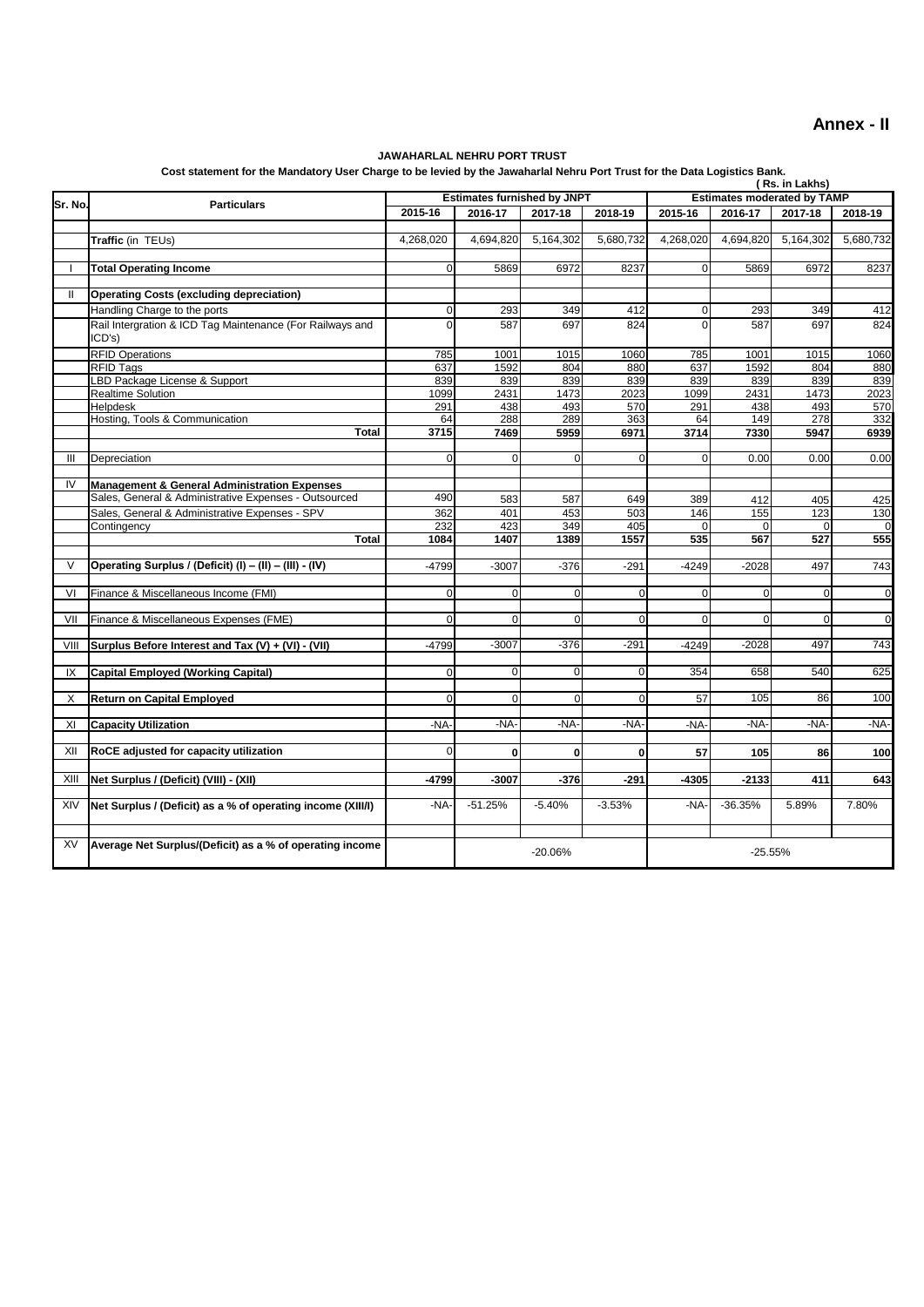# Annex - II

**JAWAHARLAL NEHRU PORT TRUST**

**Cost statement for the Mandatory User Charge to be levied by the Jawaharlal Nehru Port Trust for the Data Logistics Bank.**

( Rs. in Lakhs)

| Sr. No. | Particulars | Estimates furnished by JNPT | | | | Estimates moderated by TAMP | | | |
|---|---|---|---|---|---|---|---|---|---|
| | | 2015-16 | 2016-17 | 2017-18 | 2018-19 | 2015-16 | 2016-17 | 2017-18 | 2018-19 |
| | **Traffic** (in TEUs) | 4,268,020 | 4,694,820 | 5,164,302 | 5,680,732 | 4,268,020 | 4,694,820 | 5,164,302 | 5,680,732 |
| I | **Total Operating Income** | 0 | 5869 | 6972 | 8237 | 0 | 5869 | 6972 | 8237 |
| II | **Operating Costs (excluding depreciation)** | | | | | | | | |
| | Handling Charge to the ports | 0 | 293 | 349 | 412 | 0 | 293 | 349 | 412 |
| | Rail Intergration & ICD Tag Maintenance (For Railways and ICD's) | 0 | 587 | 697 | 824 | 0 | 587 | 697 | 824 |
| | RFID Operations | 785 | 1001 | 1015 | 1060 | 785 | 1001 | 1015 | 1060 |
| | RFID Tags | 637 | 1592 | 804 | 880 | 637 | 1592 | 804 | 880 |
| | LBD Package License & Support | 839 | 839 | 839 | 839 | 839 | 839 | 839 | 839 |
| | Realtime Solution | 1099 | 2431 | 1473 | 2023 | 1099 | 2431 | 1473 | 2023 |
| | Helpdesk | 291 | 438 | 493 | 570 | 291 | 438 | 493 | 570 |
| | Hosting, Tools & Communication | 64 | 288 | 289 | 363 | 64 | 149 | 278 | 332 |
| | **Total** | **3715** | **7469** | **5959** | **6971** | **3714** | **7330** | **5947** | **6939** |
| III | Depreciation | 0 | 0 | 0 | 0 | 0 | 0.00 | 0.00 | 0.00 |
| IV | **Management & General Administration Expenses** | | | | | | | | |
| | Sales, General & Administrative Expenses - Outsourced | 490 | 583 | 587 | 649 | 389 | 412 | 405 | 425 |
| | Sales, General & Administrative Expenses - SPV | 362 | 401 | 453 | 503 | 146 | 155 | 123 | 130 |
| | Contingency | 232 | 423 | 349 | 405 | 0 | 0 | 0 | 0 |
| | **Total** | **1084** | **1407** | **1389** | **1557** | **535** | **567** | **527** | **555** |
| V | **Operating Surplus / (Deficit) (I) – (II) – (III) - (IV)** | -4799 | -3007 | -376 | -291 | -4249 | -2028 | 497 | 743 |
| VI | Finance & Miscellaneous Income (FMI) | 0 | 0 | 0 | 0 | 0 | 0 | 0 | 0 |
| VII | Finance & Miscellaneous Expenses (FME) | 0 | 0 | 0 | 0 | 0 | 0 | 0 | 0 |
| VIII | **Surplus Before Interest and Tax (V) + (VI) - (VII)** | -4799 | -3007 | -376 | -291 | -4249 | -2028 | 497 | 743 |
| IX | **Capital Employed (Working Capital)** | 0 | 0 | 0 | 0 | 354 | 658 | 540 | 625 |
| X | **Return on Capital Employed** | 0 | 0 | 0 | 0 | 57 | 105 | 86 | 100 |
| XI | **Capacity Utilization** | -NA- | -NA- | -NA- | -NA- | -NA- | -NA- | -NA- | -NA- |
| XII | **RoCE adjusted for capacity utilization** | 0 | **0** | **0** | **0** | **57** | **105** | **86** | **100** |
| XIII | **Net Surplus / (Deficit) (VIII) - (XII)** | **-4799** | **-3007** | **-376** | **-291** | **-4305** | **-2133** | **411** | **643** |
| XIV | **Net Surplus / (Deficit) as a % of operating income (XIII/I)** | -NA- | -51.25% | -5.40% | -3.53% | -NA- | -36.35% | 5.89% | 7.80% |
| XV | **Average Net Surplus/(Deficit) as a % of operating income** | | -20.06% | | | | -25.55% | | |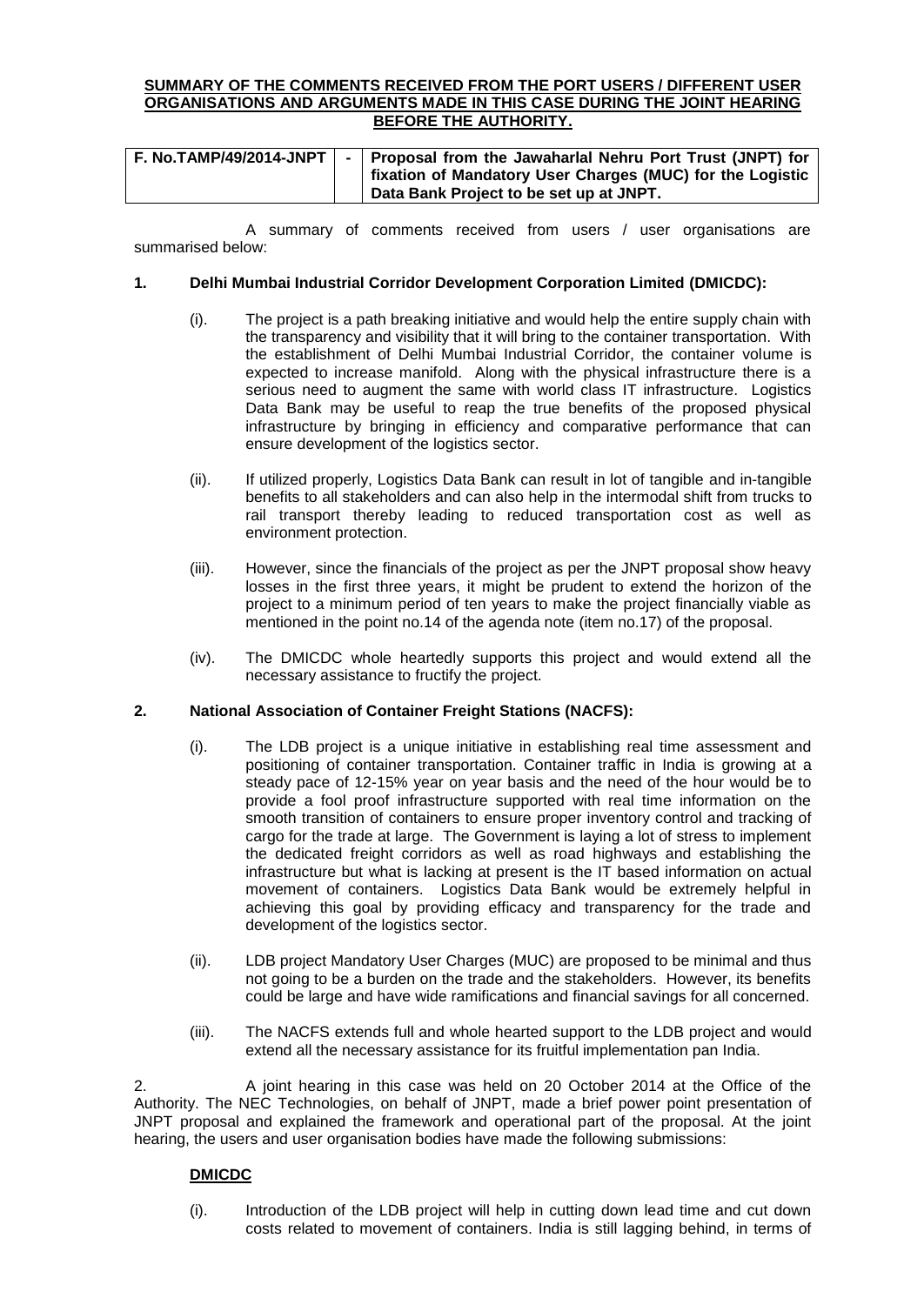**SUMMARY OF THE COMMENTS RECEIVED FROM THE PORT USERS / DIFFERENT USER ORGANISATIONS AND ARGUMENTS MADE IN THIS CASE DURING THE JOINT HEARING BEFORE THE AUTHORITY.**

| F. No.TAMP/49/2014-JNPT | - | Proposal from the Jawaharlal Nehru Port Trust (JNPT) for fixation of Mandatory User Charges (MUC) for the Logistic Data Bank Project to be set up at JNPT. |
|---|---|---|

A summary of comments received from users / user organisations are summarised below:

**1. Delhi Mumbai Industrial Corridor Development Corporation Limited (DMICDC):**

(i). The project is a path breaking initiative and would help the entire supply chain with the transparency and visibility that it will bring to the container transportation. With the establishment of Delhi Mumbai Industrial Corridor, the container volume is expected to increase manifold. Along with the physical infrastructure there is a serious need to augment the same with world class IT infrastructure. Logistics Data Bank may be useful to reap the true benefits of the proposed physical infrastructure by bringing in efficiency and comparative performance that can ensure development of the logistics sector.

(ii). If utilized properly, Logistics Data Bank can result in lot of tangible and in-tangible benefits to all stakeholders and can also help in the intermodal shift from trucks to rail transport thereby leading to reduced transportation cost as well as environment protection.

(iii). However, since the financials of the project as per the JNPT proposal show heavy losses in the first three years, it might be prudent to extend the horizon of the project to a minimum period of ten years to make the project financially viable as mentioned in the point no.14 of the agenda note (item no.17) of the proposal.

(iv). The DMICDC whole heartedly supports this project and would extend all the necessary assistance to fructify the project.

**2. National Association of Container Freight Stations (NACFS):**

(i). The LDB project is a unique initiative in establishing real time assessment and positioning of container transportation. Container traffic in India is growing at a steady pace of 12-15% year on year basis and the need of the hour would be to provide a fool proof infrastructure supported with real time information on the smooth transition of containers to ensure proper inventory control and tracking of cargo for the trade at large. The Government is laying a lot of stress to implement the dedicated freight corridors as well as road highways and establishing the infrastructure but what is lacking at present is the IT based information on actual movement of containers. Logistics Data Bank would be extremely helpful in achieving this goal by providing efficacy and transparency for the trade and development of the logistics sector.

(ii). LDB project Mandatory User Charges (MUC) are proposed to be minimal and thus not going to be a burden on the trade and the stakeholders. However, its benefits could be large and have wide ramifications and financial savings for all concerned.

(iii). The NACFS extends full and whole hearted support to the LDB project and would extend all the necessary assistance for its fruitful implementation pan India.

2. A joint hearing in this case was held on 20 October 2014 at the Office of the Authority. The NEC Technologies, on behalf of JNPT, made a brief power point presentation of JNPT proposal and explained the framework and operational part of the proposal. At the joint hearing, the users and user organisation bodies have made the following submissions:

**DMICDC**

(i). Introduction of the LDB project will help in cutting down lead time and cut down costs related to movement of containers. India is still lagging behind, in terms of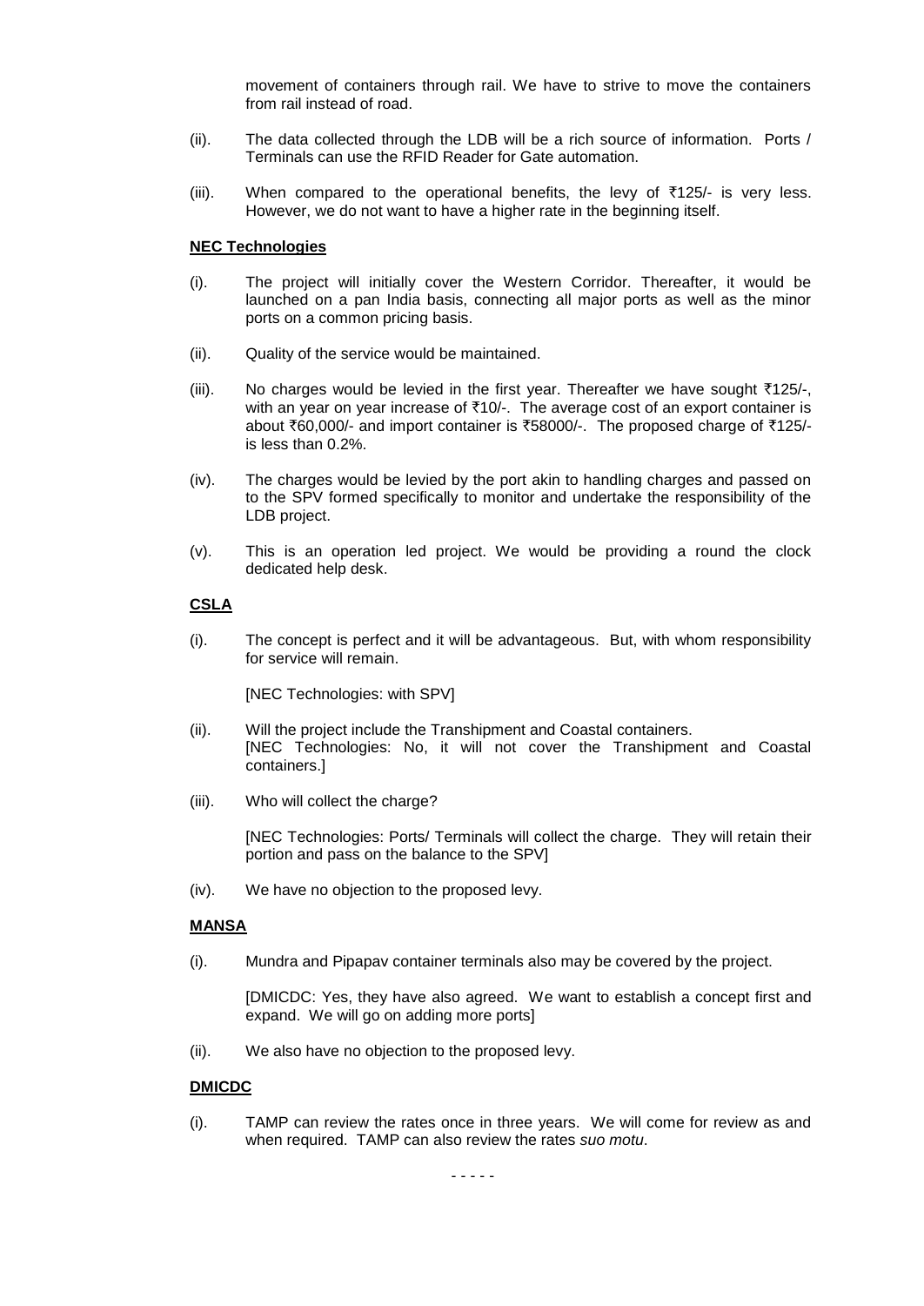movement of containers through rail. We have to strive to move the containers from rail instead of road.

(ii). The data collected through the LDB will be a rich source of information. Ports / Terminals can use the RFID Reader for Gate automation.

(iii). When compared to the operational benefits, the levy of ₹125/- is very less. However, we do not want to have a higher rate in the beginning itself.

**NEC Technologies**

(i). The project will initially cover the Western Corridor. Thereafter, it would be launched on a pan India basis, connecting all major ports as well as the minor ports on a common pricing basis.

(ii). Quality of the service would be maintained.

(iii). No charges would be levied in the first year. Thereafter we have sought ₹125/-, with an year on year increase of ₹10/-. The average cost of an export container is about ₹60,000/- and import container is ₹58000/-. The proposed charge of ₹125/- is less than 0.2%.

(iv). The charges would be levied by the port akin to handling charges and passed on to the SPV formed specifically to monitor and undertake the responsibility of the LDB project.

(v). This is an operation led project. We would be providing a round the clock dedicated help desk.

**CSLA**

(i). The concept is perfect and it will be advantageous. But, with whom responsibility for service will remain.

[NEC Technologies: with SPV]

(ii). Will the project include the Transhipment and Coastal containers.
[NEC Technologies: No, it will not cover the Transhipment and Coastal containers.]

(iii). Who will collect the charge?

[NEC Technologies: Ports/ Terminals will collect the charge. They will retain their portion and pass on the balance to the SPV]

(iv). We have no objection to the proposed levy.

**MANSA**

(i). Mundra and Pipapav container terminals also may be covered by the project.

[DMICDC: Yes, they have also agreed. We want to establish a concept first and expand. We will go on adding more ports]

(ii). We also have no objection to the proposed levy.

**DMICDC**

(i). TAMP can review the rates once in three years. We will come for review as and when required. TAMP can also review the rates *suo motu*.

- - - - -